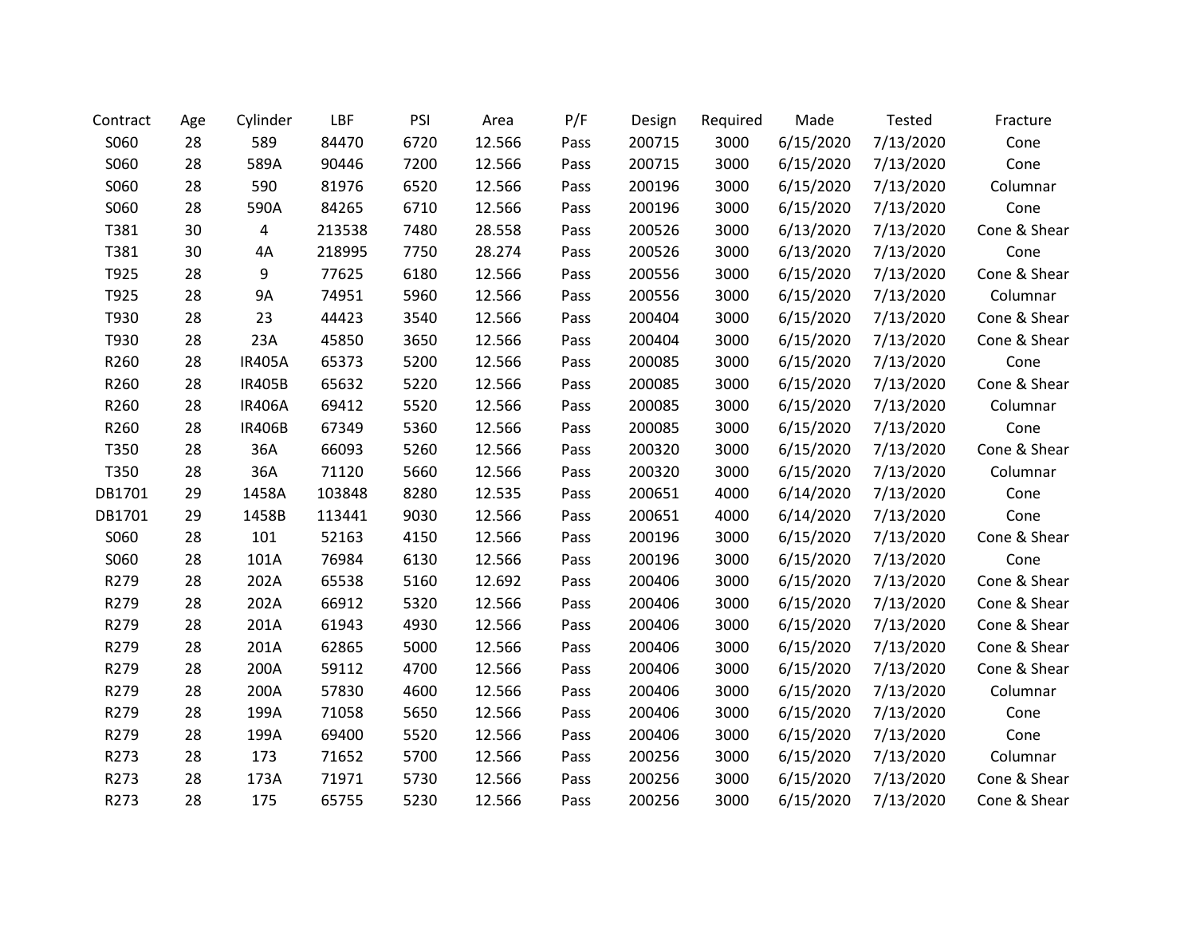| Contract | Age | Cylinder | LBF | PSI | Area | P/F | Design | Required | Made | Tested | Fracture |
|---|---|---|---|---|---|---|---|---|---|---|---|
| S060 | 28 | 589 | 84470 | 6720 | 12.566 | Pass | 200715 | 3000 | 6/15/2020 | 7/13/2020 | Cone |
| S060 | 28 | 589A | 90446 | 7200 | 12.566 | Pass | 200715 | 3000 | 6/15/2020 | 7/13/2020 | Cone |
| S060 | 28 | 590 | 81976 | 6520 | 12.566 | Pass | 200196 | 3000 | 6/15/2020 | 7/13/2020 | Columnar |
| S060 | 28 | 590A | 84265 | 6710 | 12.566 | Pass | 200196 | 3000 | 6/15/2020 | 7/13/2020 | Cone |
| T381 | 30 | 4 | 213538 | 7480 | 28.558 | Pass | 200526 | 3000 | 6/13/2020 | 7/13/2020 | Cone & Shear |
| T381 | 30 | 4A | 218995 | 7750 | 28.274 | Pass | 200526 | 3000 | 6/13/2020 | 7/13/2020 | Cone |
| T925 | 28 | 9 | 77625 | 6180 | 12.566 | Pass | 200556 | 3000 | 6/15/2020 | 7/13/2020 | Cone & Shear |
| T925 | 28 | 9A | 74951 | 5960 | 12.566 | Pass | 200556 | 3000 | 6/15/2020 | 7/13/2020 | Columnar |
| T930 | 28 | 23 | 44423 | 3540 | 12.566 | Pass | 200404 | 3000 | 6/15/2020 | 7/13/2020 | Cone & Shear |
| T930 | 28 | 23A | 45850 | 3650 | 12.566 | Pass | 200404 | 3000 | 6/15/2020 | 7/13/2020 | Cone & Shear |
| R260 | 28 | IR405A | 65373 | 5200 | 12.566 | Pass | 200085 | 3000 | 6/15/2020 | 7/13/2020 | Cone |
| R260 | 28 | IR405B | 65632 | 5220 | 12.566 | Pass | 200085 | 3000 | 6/15/2020 | 7/13/2020 | Cone & Shear |
| R260 | 28 | IR406A | 69412 | 5520 | 12.566 | Pass | 200085 | 3000 | 6/15/2020 | 7/13/2020 | Columnar |
| R260 | 28 | IR406B | 67349 | 5360 | 12.566 | Pass | 200085 | 3000 | 6/15/2020 | 7/13/2020 | Cone |
| T350 | 28 | 36A | 66093 | 5260 | 12.566 | Pass | 200320 | 3000 | 6/15/2020 | 7/13/2020 | Cone & Shear |
| T350 | 28 | 36A | 71120 | 5660 | 12.566 | Pass | 200320 | 3000 | 6/15/2020 | 7/13/2020 | Columnar |
| DB1701 | 29 | 1458A | 103848 | 8280 | 12.535 | Pass | 200651 | 4000 | 6/14/2020 | 7/13/2020 | Cone |
| DB1701 | 29 | 1458B | 113441 | 9030 | 12.566 | Pass | 200651 | 4000 | 6/14/2020 | 7/13/2020 | Cone |
| S060 | 28 | 101 | 52163 | 4150 | 12.566 | Pass | 200196 | 3000 | 6/15/2020 | 7/13/2020 | Cone & Shear |
| S060 | 28 | 101A | 76984 | 6130 | 12.566 | Pass | 200196 | 3000 | 6/15/2020 | 7/13/2020 | Cone |
| R279 | 28 | 202A | 65538 | 5160 | 12.692 | Pass | 200406 | 3000 | 6/15/2020 | 7/13/2020 | Cone & Shear |
| R279 | 28 | 202A | 66912 | 5320 | 12.566 | Pass | 200406 | 3000 | 6/15/2020 | 7/13/2020 | Cone & Shear |
| R279 | 28 | 201A | 61943 | 4930 | 12.566 | Pass | 200406 | 3000 | 6/15/2020 | 7/13/2020 | Cone & Shear |
| R279 | 28 | 201A | 62865 | 5000 | 12.566 | Pass | 200406 | 3000 | 6/15/2020 | 7/13/2020 | Cone & Shear |
| R279 | 28 | 200A | 59112 | 4700 | 12.566 | Pass | 200406 | 3000 | 6/15/2020 | 7/13/2020 | Cone & Shear |
| R279 | 28 | 200A | 57830 | 4600 | 12.566 | Pass | 200406 | 3000 | 6/15/2020 | 7/13/2020 | Columnar |
| R279 | 28 | 199A | 71058 | 5650 | 12.566 | Pass | 200406 | 3000 | 6/15/2020 | 7/13/2020 | Cone |
| R279 | 28 | 199A | 69400 | 5520 | 12.566 | Pass | 200406 | 3000 | 6/15/2020 | 7/13/2020 | Cone |
| R273 | 28 | 173 | 71652 | 5700 | 12.566 | Pass | 200256 | 3000 | 6/15/2020 | 7/13/2020 | Columnar |
| R273 | 28 | 173A | 71971 | 5730 | 12.566 | Pass | 200256 | 3000 | 6/15/2020 | 7/13/2020 | Cone & Shear |
| R273 | 28 | 175 | 65755 | 5230 | 12.566 | Pass | 200256 | 3000 | 6/15/2020 | 7/13/2020 | Cone & Shear |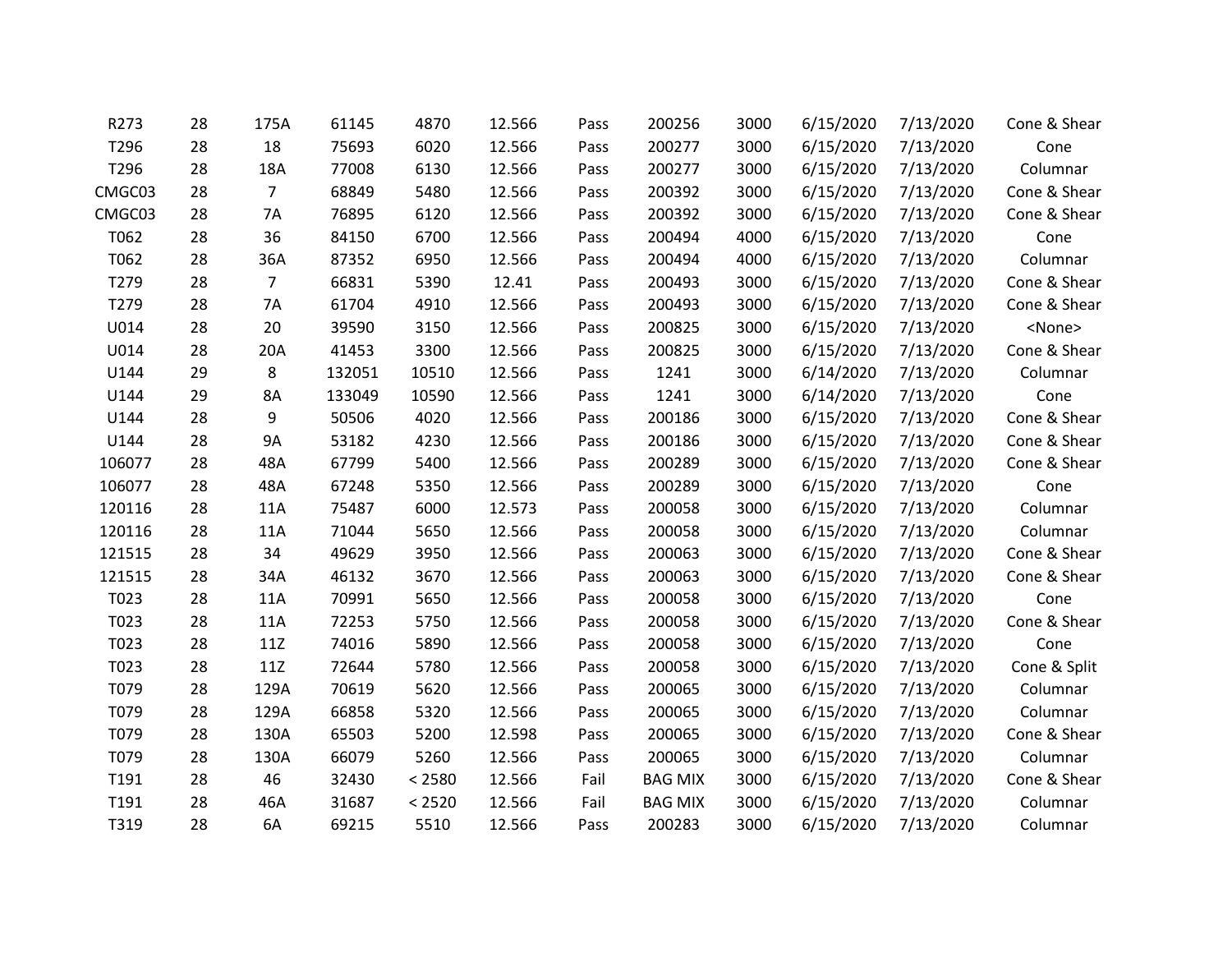| | | | | | | | | | | | |
|---|---|---|---|---|---|---|---|---|---|---|---|
| R273 | 28 | 175A | 61145 | 4870 | 12.566 | Pass | 200256 | 3000 | 6/15/2020 | 7/13/2020 | Cone & Shear |
| T296 | 28 | 18 | 75693 | 6020 | 12.566 | Pass | 200277 | 3000 | 6/15/2020 | 7/13/2020 | Cone |
| T296 | 28 | 18A | 77008 | 6130 | 12.566 | Pass | 200277 | 3000 | 6/15/2020 | 7/13/2020 | Columnar |
| CMGC03 | 28 | 7 | 68849 | 5480 | 12.566 | Pass | 200392 | 3000 | 6/15/2020 | 7/13/2020 | Cone & Shear |
| CMGC03 | 28 | 7A | 76895 | 6120 | 12.566 | Pass | 200392 | 3000 | 6/15/2020 | 7/13/2020 | Cone & Shear |
| T062 | 28 | 36 | 84150 | 6700 | 12.566 | Pass | 200494 | 4000 | 6/15/2020 | 7/13/2020 | Cone |
| T062 | 28 | 36A | 87352 | 6950 | 12.566 | Pass | 200494 | 4000 | 6/15/2020 | 7/13/2020 | Columnar |
| T279 | 28 | 7 | 66831 | 5390 | 12.41 | Pass | 200493 | 3000 | 6/15/2020 | 7/13/2020 | Cone & Shear |
| T279 | 28 | 7A | 61704 | 4910 | 12.566 | Pass | 200493 | 3000 | 6/15/2020 | 7/13/2020 | Cone & Shear |
| U014 | 28 | 20 | 39590 | 3150 | 12.566 | Pass | 200825 | 3000 | 6/15/2020 | 7/13/2020 | <None> |
| U014 | 28 | 20A | 41453 | 3300 | 12.566 | Pass | 200825 | 3000 | 6/15/2020 | 7/13/2020 | Cone & Shear |
| U144 | 29 | 8 | 132051 | 10510 | 12.566 | Pass | 1241 | 3000 | 6/14/2020 | 7/13/2020 | Columnar |
| U144 | 29 | 8A | 133049 | 10590 | 12.566 | Pass | 1241 | 3000 | 6/14/2020 | 7/13/2020 | Cone |
| U144 | 28 | 9 | 50506 | 4020 | 12.566 | Pass | 200186 | 3000 | 6/15/2020 | 7/13/2020 | Cone & Shear |
| U144 | 28 | 9A | 53182 | 4230 | 12.566 | Pass | 200186 | 3000 | 6/15/2020 | 7/13/2020 | Cone & Shear |
| 106077 | 28 | 48A | 67799 | 5400 | 12.566 | Pass | 200289 | 3000 | 6/15/2020 | 7/13/2020 | Cone & Shear |
| 106077 | 28 | 48A | 67248 | 5350 | 12.566 | Pass | 200289 | 3000 | 6/15/2020 | 7/13/2020 | Cone |
| 120116 | 28 | 11A | 75487 | 6000 | 12.573 | Pass | 200058 | 3000 | 6/15/2020 | 7/13/2020 | Columnar |
| 120116 | 28 | 11A | 71044 | 5650 | 12.566 | Pass | 200058 | 3000 | 6/15/2020 | 7/13/2020 | Columnar |
| 121515 | 28 | 34 | 49629 | 3950 | 12.566 | Pass | 200063 | 3000 | 6/15/2020 | 7/13/2020 | Cone & Shear |
| 121515 | 28 | 34A | 46132 | 3670 | 12.566 | Pass | 200063 | 3000 | 6/15/2020 | 7/13/2020 | Cone & Shear |
| T023 | 28 | 11A | 70991 | 5650 | 12.566 | Pass | 200058 | 3000 | 6/15/2020 | 7/13/2020 | Cone |
| T023 | 28 | 11A | 72253 | 5750 | 12.566 | Pass | 200058 | 3000 | 6/15/2020 | 7/13/2020 | Cone & Shear |
| T023 | 28 | 11Z | 74016 | 5890 | 12.566 | Pass | 200058 | 3000 | 6/15/2020 | 7/13/2020 | Cone |
| T023 | 28 | 11Z | 72644 | 5780 | 12.566 | Pass | 200058 | 3000 | 6/15/2020 | 7/13/2020 | Cone & Split |
| T079 | 28 | 129A | 70619 | 5620 | 12.566 | Pass | 200065 | 3000 | 6/15/2020 | 7/13/2020 | Columnar |
| T079 | 28 | 129A | 66858 | 5320 | 12.566 | Pass | 200065 | 3000 | 6/15/2020 | 7/13/2020 | Columnar |
| T079 | 28 | 130A | 65503 | 5200 | 12.598 | Pass | 200065 | 3000 | 6/15/2020 | 7/13/2020 | Cone & Shear |
| T079 | 28 | 130A | 66079 | 5260 | 12.566 | Pass | 200065 | 3000 | 6/15/2020 | 7/13/2020 | Columnar |
| T191 | 28 | 46 | 32430 | < 2580 | 12.566 | Fail | BAG MIX | 3000 | 6/15/2020 | 7/13/2020 | Cone & Shear |
| T191 | 28 | 46A | 31687 | < 2520 | 12.566 | Fail | BAG MIX | 3000 | 6/15/2020 | 7/13/2020 | Columnar |
| T319 | 28 | 6A | 69215 | 5510 | 12.566 | Pass | 200283 | 3000 | 6/15/2020 | 7/13/2020 | Columnar |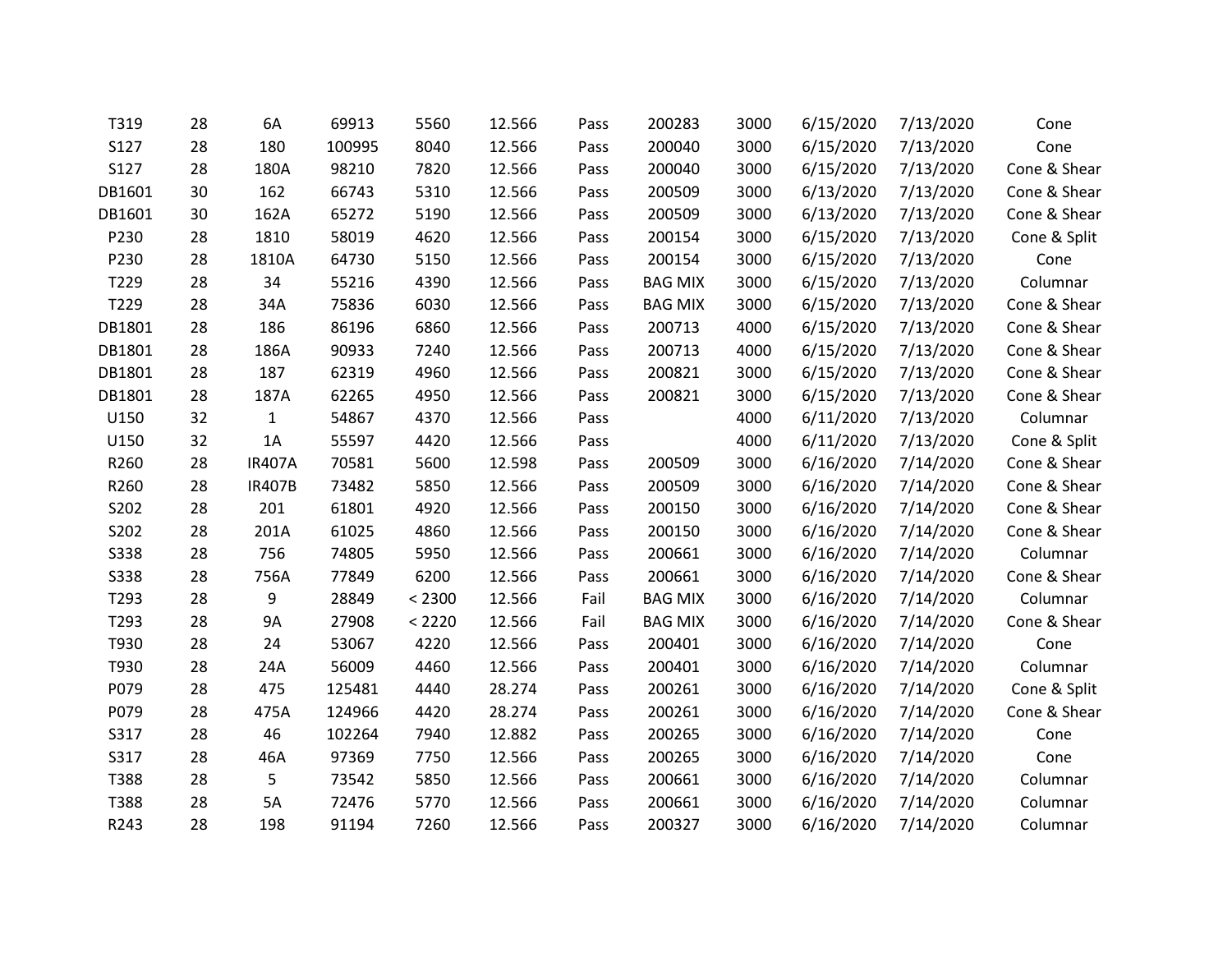| | | | | | | | | | | | |
|---|---|---|---|---|---|---|---|---|---|---|---|
| T319 | 28 | 6A | 69913 | 5560 | 12.566 | Pass | 200283 | 3000 | 6/15/2020 | 7/13/2020 | Cone |
| S127 | 28 | 180 | 100995 | 8040 | 12.566 | Pass | 200040 | 3000 | 6/15/2020 | 7/13/2020 | Cone |
| S127 | 28 | 180A | 98210 | 7820 | 12.566 | Pass | 200040 | 3000 | 6/15/2020 | 7/13/2020 | Cone & Shear |
| DB1601 | 30 | 162 | 66743 | 5310 | 12.566 | Pass | 200509 | 3000 | 6/13/2020 | 7/13/2020 | Cone & Shear |
| DB1601 | 30 | 162A | 65272 | 5190 | 12.566 | Pass | 200509 | 3000 | 6/13/2020 | 7/13/2020 | Cone & Shear |
| P230 | 28 | 1810 | 58019 | 4620 | 12.566 | Pass | 200154 | 3000 | 6/15/2020 | 7/13/2020 | Cone & Split |
| P230 | 28 | 1810A | 64730 | 5150 | 12.566 | Pass | 200154 | 3000 | 6/15/2020 | 7/13/2020 | Cone |
| T229 | 28 | 34 | 55216 | 4390 | 12.566 | Pass | BAG MIX | 3000 | 6/15/2020 | 7/13/2020 | Columnar |
| T229 | 28 | 34A | 75836 | 6030 | 12.566 | Pass | BAG MIX | 3000 | 6/15/2020 | 7/13/2020 | Cone & Shear |
| DB1801 | 28 | 186 | 86196 | 6860 | 12.566 | Pass | 200713 | 4000 | 6/15/2020 | 7/13/2020 | Cone & Shear |
| DB1801 | 28 | 186A | 90933 | 7240 | 12.566 | Pass | 200713 | 4000 | 6/15/2020 | 7/13/2020 | Cone & Shear |
| DB1801 | 28 | 187 | 62319 | 4960 | 12.566 | Pass | 200821 | 3000 | 6/15/2020 | 7/13/2020 | Cone & Shear |
| DB1801 | 28 | 187A | 62265 | 4950 | 12.566 | Pass | 200821 | 3000 | 6/15/2020 | 7/13/2020 | Cone & Shear |
| U150 | 32 | 1 | 54867 | 4370 | 12.566 | Pass | | 4000 | 6/11/2020 | 7/13/2020 | Columnar |
| U150 | 32 | 1A | 55597 | 4420 | 12.566 | Pass | | 4000 | 6/11/2020 | 7/13/2020 | Cone & Split |
| R260 | 28 | IR407A | 70581 | 5600 | 12.598 | Pass | 200509 | 3000 | 6/16/2020 | 7/14/2020 | Cone & Shear |
| R260 | 28 | IR407B | 73482 | 5850 | 12.566 | Pass | 200509 | 3000 | 6/16/2020 | 7/14/2020 | Cone & Shear |
| S202 | 28 | 201 | 61801 | 4920 | 12.566 | Pass | 200150 | 3000 | 6/16/2020 | 7/14/2020 | Cone & Shear |
| S202 | 28 | 201A | 61025 | 4860 | 12.566 | Pass | 200150 | 3000 | 6/16/2020 | 7/14/2020 | Cone & Shear |
| S338 | 28 | 756 | 74805 | 5950 | 12.566 | Pass | 200661 | 3000 | 6/16/2020 | 7/14/2020 | Columnar |
| S338 | 28 | 756A | 77849 | 6200 | 12.566 | Pass | 200661 | 3000 | 6/16/2020 | 7/14/2020 | Cone & Shear |
| T293 | 28 | 9 | 28849 | < 2300 | 12.566 | Fail | BAG MIX | 3000 | 6/16/2020 | 7/14/2020 | Columnar |
| T293 | 28 | 9A | 27908 | < 2220 | 12.566 | Fail | BAG MIX | 3000 | 6/16/2020 | 7/14/2020 | Cone & Shear |
| T930 | 28 | 24 | 53067 | 4220 | 12.566 | Pass | 200401 | 3000 | 6/16/2020 | 7/14/2020 | Cone |
| T930 | 28 | 24A | 56009 | 4460 | 12.566 | Pass | 200401 | 3000 | 6/16/2020 | 7/14/2020 | Columnar |
| P079 | 28 | 475 | 125481 | 4440 | 28.274 | Pass | 200261 | 3000 | 6/16/2020 | 7/14/2020 | Cone & Split |
| P079 | 28 | 475A | 124966 | 4420 | 28.274 | Pass | 200261 | 3000 | 6/16/2020 | 7/14/2020 | Cone & Shear |
| S317 | 28 | 46 | 102264 | 7940 | 12.882 | Pass | 200265 | 3000 | 6/16/2020 | 7/14/2020 | Cone |
| S317 | 28 | 46A | 97369 | 7750 | 12.566 | Pass | 200265 | 3000 | 6/16/2020 | 7/14/2020 | Cone |
| T388 | 28 | 5 | 73542 | 5850 | 12.566 | Pass | 200661 | 3000 | 6/16/2020 | 7/14/2020 | Columnar |
| T388 | 28 | 5A | 72476 | 5770 | 12.566 | Pass | 200661 | 3000 | 6/16/2020 | 7/14/2020 | Columnar |
| R243 | 28 | 198 | 91194 | 7260 | 12.566 | Pass | 200327 | 3000 | 6/16/2020 | 7/14/2020 | Columnar |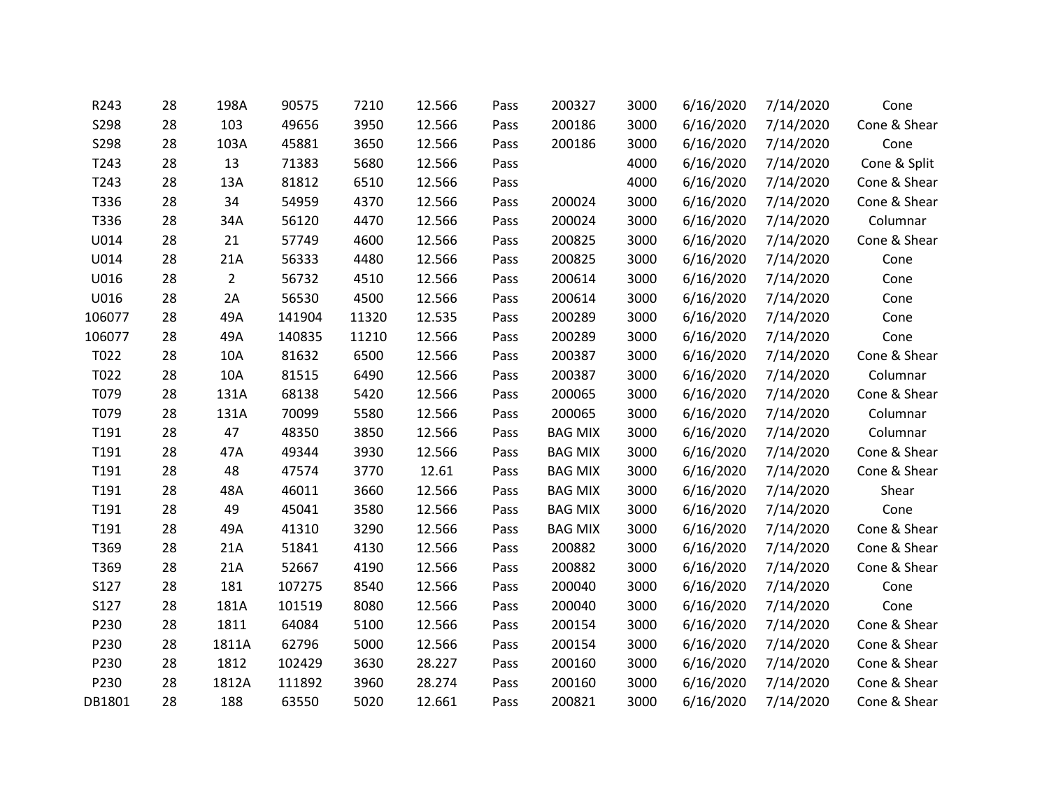| R243 | 28 | 198A | 90575 | 7210 | 12.566 | Pass | 200327 | 3000 | 6/16/2020 | 7/14/2020 | Cone |
|---|---|---|---|---|---|---|---|---|---|---|---|
| S298 | 28 | 103 | 49656 | 3950 | 12.566 | Pass | 200186 | 3000 | 6/16/2020 | 7/14/2020 | Cone & Shear |
| S298 | 28 | 103A | 45881 | 3650 | 12.566 | Pass | 200186 | 3000 | 6/16/2020 | 7/14/2020 | Cone |
| T243 | 28 | 13 | 71383 | 5680 | 12.566 | Pass | | 4000 | 6/16/2020 | 7/14/2020 | Cone & Split |
| T243 | 28 | 13A | 81812 | 6510 | 12.566 | Pass | | 4000 | 6/16/2020 | 7/14/2020 | Cone & Shear |
| T336 | 28 | 34 | 54959 | 4370 | 12.566 | Pass | 200024 | 3000 | 6/16/2020 | 7/14/2020 | Cone & Shear |
| T336 | 28 | 34A | 56120 | 4470 | 12.566 | Pass | 200024 | 3000 | 6/16/2020 | 7/14/2020 | Columnar |
| U014 | 28 | 21 | 57749 | 4600 | 12.566 | Pass | 200825 | 3000 | 6/16/2020 | 7/14/2020 | Cone & Shear |
| U014 | 28 | 21A | 56333 | 4480 | 12.566 | Pass | 200825 | 3000 | 6/16/2020 | 7/14/2020 | Cone |
| U016 | 28 | 2 | 56732 | 4510 | 12.566 | Pass | 200614 | 3000 | 6/16/2020 | 7/14/2020 | Cone |
| U016 | 28 | 2A | 56530 | 4500 | 12.566 | Pass | 200614 | 3000 | 6/16/2020 | 7/14/2020 | Cone |
| 106077 | 28 | 49A | 141904 | 11320 | 12.535 | Pass | 200289 | 3000 | 6/16/2020 | 7/14/2020 | Cone |
| 106077 | 28 | 49A | 140835 | 11210 | 12.566 | Pass | 200289 | 3000 | 6/16/2020 | 7/14/2020 | Cone |
| T022 | 28 | 10A | 81632 | 6500 | 12.566 | Pass | 200387 | 3000 | 6/16/2020 | 7/14/2020 | Cone & Shear |
| T022 | 28 | 10A | 81515 | 6490 | 12.566 | Pass | 200387 | 3000 | 6/16/2020 | 7/14/2020 | Columnar |
| T079 | 28 | 131A | 68138 | 5420 | 12.566 | Pass | 200065 | 3000 | 6/16/2020 | 7/14/2020 | Cone & Shear |
| T079 | 28 | 131A | 70099 | 5580 | 12.566 | Pass | 200065 | 3000 | 6/16/2020 | 7/14/2020 | Columnar |
| T191 | 28 | 47 | 48350 | 3850 | 12.566 | Pass | BAG MIX | 3000 | 6/16/2020 | 7/14/2020 | Columnar |
| T191 | 28 | 47A | 49344 | 3930 | 12.566 | Pass | BAG MIX | 3000 | 6/16/2020 | 7/14/2020 | Cone & Shear |
| T191 | 28 | 48 | 47574 | 3770 | 12.61 | Pass | BAG MIX | 3000 | 6/16/2020 | 7/14/2020 | Cone & Shear |
| T191 | 28 | 48A | 46011 | 3660 | 12.566 | Pass | BAG MIX | 3000 | 6/16/2020 | 7/14/2020 | Shear |
| T191 | 28 | 49 | 45041 | 3580 | 12.566 | Pass | BAG MIX | 3000 | 6/16/2020 | 7/14/2020 | Cone |
| T191 | 28 | 49A | 41310 | 3290 | 12.566 | Pass | BAG MIX | 3000 | 6/16/2020 | 7/14/2020 | Cone & Shear |
| T369 | 28 | 21A | 51841 | 4130 | 12.566 | Pass | 200882 | 3000 | 6/16/2020 | 7/14/2020 | Cone & Shear |
| T369 | 28 | 21A | 52667 | 4190 | 12.566 | Pass | 200882 | 3000 | 6/16/2020 | 7/14/2020 | Cone & Shear |
| S127 | 28 | 181 | 107275 | 8540 | 12.566 | Pass | 200040 | 3000 | 6/16/2020 | 7/14/2020 | Cone |
| S127 | 28 | 181A | 101519 | 8080 | 12.566 | Pass | 200040 | 3000 | 6/16/2020 | 7/14/2020 | Cone |
| P230 | 28 | 1811 | 64084 | 5100 | 12.566 | Pass | 200154 | 3000 | 6/16/2020 | 7/14/2020 | Cone & Shear |
| P230 | 28 | 1811A | 62796 | 5000 | 12.566 | Pass | 200154 | 3000 | 6/16/2020 | 7/14/2020 | Cone & Shear |
| P230 | 28 | 1812 | 102429 | 3630 | 28.227 | Pass | 200160 | 3000 | 6/16/2020 | 7/14/2020 | Cone & Shear |
| P230 | 28 | 1812A | 111892 | 3960 | 28.274 | Pass | 200160 | 3000 | 6/16/2020 | 7/14/2020 | Cone & Shear |
| DB1801 | 28 | 188 | 63550 | 5020 | 12.661 | Pass | 200821 | 3000 | 6/16/2020 | 7/14/2020 | Cone & Shear |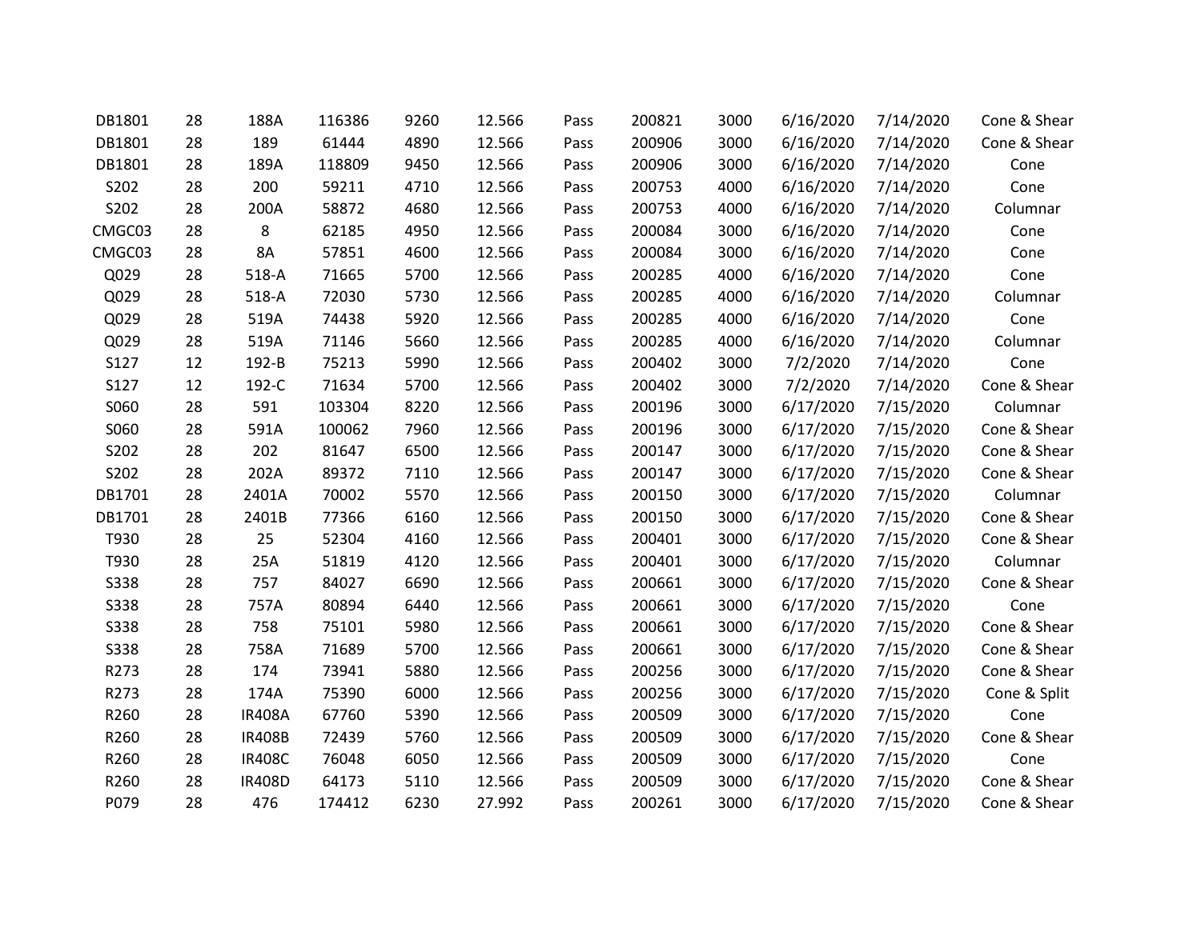| | | | | | | | | | | | |
|---|---|---|---|---|---|---|---|---|---|---|---|
| DB1801 | 28 | 188A | 116386 | 9260 | 12.566 | Pass | 200821 | 3000 | 6/16/2020 | 7/14/2020 | Cone & Shear |
| DB1801 | 28 | 189 | 61444 | 4890 | 12.566 | Pass | 200906 | 3000 | 6/16/2020 | 7/14/2020 | Cone & Shear |
| DB1801 | 28 | 189A | 118809 | 9450 | 12.566 | Pass | 200906 | 3000 | 6/16/2020 | 7/14/2020 | Cone |
| S202 | 28 | 200 | 59211 | 4710 | 12.566 | Pass | 200753 | 4000 | 6/16/2020 | 7/14/2020 | Cone |
| S202 | 28 | 200A | 58872 | 4680 | 12.566 | Pass | 200753 | 4000 | 6/16/2020 | 7/14/2020 | Columnar |
| CMGC03 | 28 | 8 | 62185 | 4950 | 12.566 | Pass | 200084 | 3000 | 6/16/2020 | 7/14/2020 | Cone |
| CMGC03 | 28 | 8A | 57851 | 4600 | 12.566 | Pass | 200084 | 3000 | 6/16/2020 | 7/14/2020 | Cone |
| Q029 | 28 | 518-A | 71665 | 5700 | 12.566 | Pass | 200285 | 4000 | 6/16/2020 | 7/14/2020 | Cone |
| Q029 | 28 | 518-A | 72030 | 5730 | 12.566 | Pass | 200285 | 4000 | 6/16/2020 | 7/14/2020 | Columnar |
| Q029 | 28 | 519A | 74438 | 5920 | 12.566 | Pass | 200285 | 4000 | 6/16/2020 | 7/14/2020 | Cone |
| Q029 | 28 | 519A | 71146 | 5660 | 12.566 | Pass | 200285 | 4000 | 6/16/2020 | 7/14/2020 | Columnar |
| S127 | 12 | 192-B | 75213 | 5990 | 12.566 | Pass | 200402 | 3000 | 7/2/2020 | 7/14/2020 | Cone |
| S127 | 12 | 192-C | 71634 | 5700 | 12.566 | Pass | 200402 | 3000 | 7/2/2020 | 7/14/2020 | Cone & Shear |
| S060 | 28 | 591 | 103304 | 8220 | 12.566 | Pass | 200196 | 3000 | 6/17/2020 | 7/15/2020 | Columnar |
| S060 | 28 | 591A | 100062 | 7960 | 12.566 | Pass | 200196 | 3000 | 6/17/2020 | 7/15/2020 | Cone & Shear |
| S202 | 28 | 202 | 81647 | 6500 | 12.566 | Pass | 200147 | 3000 | 6/17/2020 | 7/15/2020 | Cone & Shear |
| S202 | 28 | 202A | 89372 | 7110 | 12.566 | Pass | 200147 | 3000 | 6/17/2020 | 7/15/2020 | Cone & Shear |
| DB1701 | 28 | 2401A | 70002 | 5570 | 12.566 | Pass | 200150 | 3000 | 6/17/2020 | 7/15/2020 | Columnar |
| DB1701 | 28 | 2401B | 77366 | 6160 | 12.566 | Pass | 200150 | 3000 | 6/17/2020 | 7/15/2020 | Cone & Shear |
| T930 | 28 | 25 | 52304 | 4160 | 12.566 | Pass | 200401 | 3000 | 6/17/2020 | 7/15/2020 | Cone & Shear |
| T930 | 28 | 25A | 51819 | 4120 | 12.566 | Pass | 200401 | 3000 | 6/17/2020 | 7/15/2020 | Columnar |
| S338 | 28 | 757 | 84027 | 6690 | 12.566 | Pass | 200661 | 3000 | 6/17/2020 | 7/15/2020 | Cone & Shear |
| S338 | 28 | 757A | 80894 | 6440 | 12.566 | Pass | 200661 | 3000 | 6/17/2020 | 7/15/2020 | Cone |
| S338 | 28 | 758 | 75101 | 5980 | 12.566 | Pass | 200661 | 3000 | 6/17/2020 | 7/15/2020 | Cone & Shear |
| S338 | 28 | 758A | 71689 | 5700 | 12.566 | Pass | 200661 | 3000 | 6/17/2020 | 7/15/2020 | Cone & Shear |
| R273 | 28 | 174 | 73941 | 5880 | 12.566 | Pass | 200256 | 3000 | 6/17/2020 | 7/15/2020 | Cone & Shear |
| R273 | 28 | 174A | 75390 | 6000 | 12.566 | Pass | 200256 | 3000 | 6/17/2020 | 7/15/2020 | Cone & Split |
| R260 | 28 | IR408A | 67760 | 5390 | 12.566 | Pass | 200509 | 3000 | 6/17/2020 | 7/15/2020 | Cone |
| R260 | 28 | IR408B | 72439 | 5760 | 12.566 | Pass | 200509 | 3000 | 6/17/2020 | 7/15/2020 | Cone & Shear |
| R260 | 28 | IR408C | 76048 | 6050 | 12.566 | Pass | 200509 | 3000 | 6/17/2020 | 7/15/2020 | Cone |
| R260 | 28 | IR408D | 64173 | 5110 | 12.566 | Pass | 200509 | 3000 | 6/17/2020 | 7/15/2020 | Cone & Shear |
| P079 | 28 | 476 | 174412 | 6230 | 27.992 | Pass | 200261 | 3000 | 6/17/2020 | 7/15/2020 | Cone & Shear |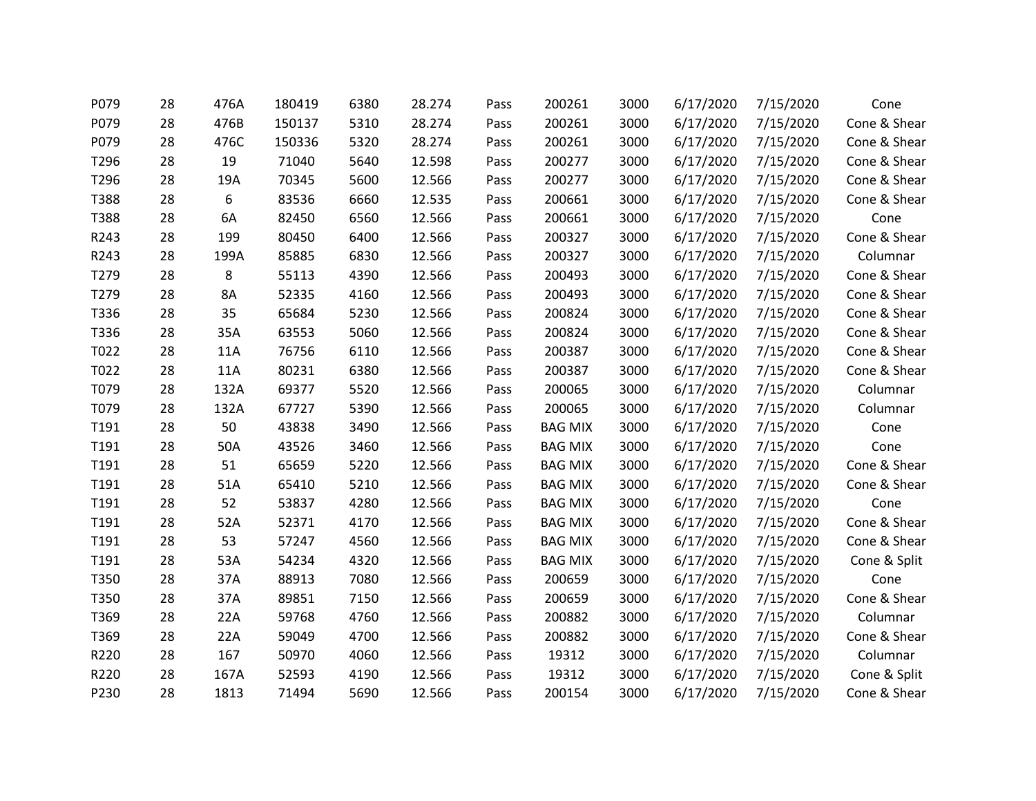| | | | | | | | | | | | |
|---|---|---|---|---|---|---|---|---|---|---|---|
| P079 | 28 | 476A | 180419 | 6380 | 28.274 | Pass | 200261 | 3000 | 6/17/2020 | 7/15/2020 | Cone |
| P079 | 28 | 476B | 150137 | 5310 | 28.274 | Pass | 200261 | 3000 | 6/17/2020 | 7/15/2020 | Cone & Shear |
| P079 | 28 | 476C | 150336 | 5320 | 28.274 | Pass | 200261 | 3000 | 6/17/2020 | 7/15/2020 | Cone & Shear |
| T296 | 28 | 19 | 71040 | 5640 | 12.598 | Pass | 200277 | 3000 | 6/17/2020 | 7/15/2020 | Cone & Shear |
| T296 | 28 | 19A | 70345 | 5600 | 12.566 | Pass | 200277 | 3000 | 6/17/2020 | 7/15/2020 | Cone & Shear |
| T388 | 28 | 6 | 83536 | 6660 | 12.535 | Pass | 200661 | 3000 | 6/17/2020 | 7/15/2020 | Cone & Shear |
| T388 | 28 | 6A | 82450 | 6560 | 12.566 | Pass | 200661 | 3000 | 6/17/2020 | 7/15/2020 | Cone |
| R243 | 28 | 199 | 80450 | 6400 | 12.566 | Pass | 200327 | 3000 | 6/17/2020 | 7/15/2020 | Cone & Shear |
| R243 | 28 | 199A | 85885 | 6830 | 12.566 | Pass | 200327 | 3000 | 6/17/2020 | 7/15/2020 | Columnar |
| T279 | 28 | 8 | 55113 | 4390 | 12.566 | Pass | 200493 | 3000 | 6/17/2020 | 7/15/2020 | Cone & Shear |
| T279 | 28 | 8A | 52335 | 4160 | 12.566 | Pass | 200493 | 3000 | 6/17/2020 | 7/15/2020 | Cone & Shear |
| T336 | 28 | 35 | 65684 | 5230 | 12.566 | Pass | 200824 | 3000 | 6/17/2020 | 7/15/2020 | Cone & Shear |
| T336 | 28 | 35A | 63553 | 5060 | 12.566 | Pass | 200824 | 3000 | 6/17/2020 | 7/15/2020 | Cone & Shear |
| T022 | 28 | 11A | 76756 | 6110 | 12.566 | Pass | 200387 | 3000 | 6/17/2020 | 7/15/2020 | Cone & Shear |
| T022 | 28 | 11A | 80231 | 6380 | 12.566 | Pass | 200387 | 3000 | 6/17/2020 | 7/15/2020 | Cone & Shear |
| T079 | 28 | 132A | 69377 | 5520 | 12.566 | Pass | 200065 | 3000 | 6/17/2020 | 7/15/2020 | Columnar |
| T079 | 28 | 132A | 67727 | 5390 | 12.566 | Pass | 200065 | 3000 | 6/17/2020 | 7/15/2020 | Columnar |
| T191 | 28 | 50 | 43838 | 3490 | 12.566 | Pass | BAG MIX | 3000 | 6/17/2020 | 7/15/2020 | Cone |
| T191 | 28 | 50A | 43526 | 3460 | 12.566 | Pass | BAG MIX | 3000 | 6/17/2020 | 7/15/2020 | Cone |
| T191 | 28 | 51 | 65659 | 5220 | 12.566 | Pass | BAG MIX | 3000 | 6/17/2020 | 7/15/2020 | Cone & Shear |
| T191 | 28 | 51A | 65410 | 5210 | 12.566 | Pass | BAG MIX | 3000 | 6/17/2020 | 7/15/2020 | Cone & Shear |
| T191 | 28 | 52 | 53837 | 4280 | 12.566 | Pass | BAG MIX | 3000 | 6/17/2020 | 7/15/2020 | Cone |
| T191 | 28 | 52A | 52371 | 4170 | 12.566 | Pass | BAG MIX | 3000 | 6/17/2020 | 7/15/2020 | Cone & Shear |
| T191 | 28 | 53 | 57247 | 4560 | 12.566 | Pass | BAG MIX | 3000 | 6/17/2020 | 7/15/2020 | Cone & Shear |
| T191 | 28 | 53A | 54234 | 4320 | 12.566 | Pass | BAG MIX | 3000 | 6/17/2020 | 7/15/2020 | Cone & Split |
| T350 | 28 | 37A | 88913 | 7080 | 12.566 | Pass | 200659 | 3000 | 6/17/2020 | 7/15/2020 | Cone |
| T350 | 28 | 37A | 89851 | 7150 | 12.566 | Pass | 200659 | 3000 | 6/17/2020 | 7/15/2020 | Cone & Shear |
| T369 | 28 | 22A | 59768 | 4760 | 12.566 | Pass | 200882 | 3000 | 6/17/2020 | 7/15/2020 | Columnar |
| T369 | 28 | 22A | 59049 | 4700 | 12.566 | Pass | 200882 | 3000 | 6/17/2020 | 7/15/2020 | Cone & Shear |
| R220 | 28 | 167 | 50970 | 4060 | 12.566 | Pass | 19312 | 3000 | 6/17/2020 | 7/15/2020 | Columnar |
| R220 | 28 | 167A | 52593 | 4190 | 12.566 | Pass | 19312 | 3000 | 6/17/2020 | 7/15/2020 | Cone & Split |
| P230 | 28 | 1813 | 71494 | 5690 | 12.566 | Pass | 200154 | 3000 | 6/17/2020 | 7/15/2020 | Cone & Shear |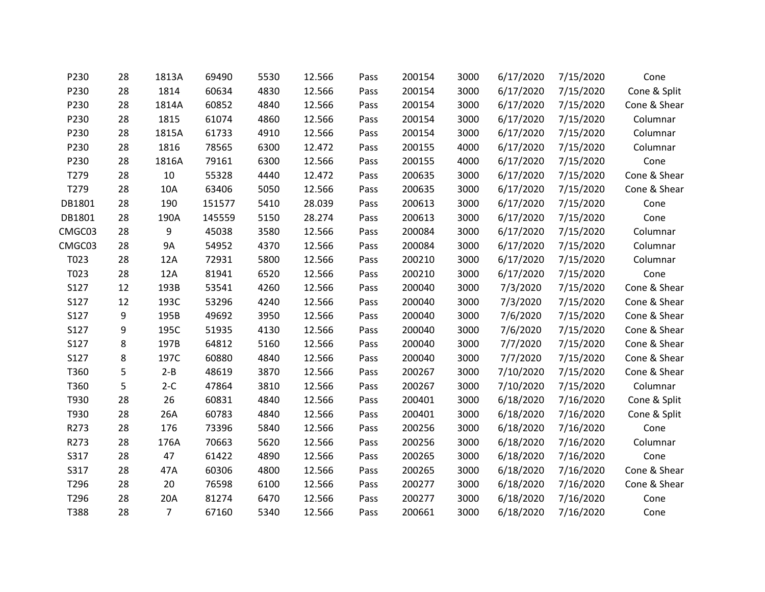| P230 | 28 | 1813A | 69490 | 5530 | 12.566 | Pass | 200154 | 3000 | 6/17/2020 | 7/15/2020 | Cone |
|---|---|---|---|---|---|---|---|---|---|---|---|
| P230 | 28 | 1814 | 60634 | 4830 | 12.566 | Pass | 200154 | 3000 | 6/17/2020 | 7/15/2020 | Cone & Split |
| P230 | 28 | 1814A | 60852 | 4840 | 12.566 | Pass | 200154 | 3000 | 6/17/2020 | 7/15/2020 | Cone & Shear |
| P230 | 28 | 1815 | 61074 | 4860 | 12.566 | Pass | 200154 | 3000 | 6/17/2020 | 7/15/2020 | Columnar |
| P230 | 28 | 1815A | 61733 | 4910 | 12.566 | Pass | 200154 | 3000 | 6/17/2020 | 7/15/2020 | Columnar |
| P230 | 28 | 1816 | 78565 | 6300 | 12.472 | Pass | 200155 | 4000 | 6/17/2020 | 7/15/2020 | Columnar |
| P230 | 28 | 1816A | 79161 | 6300 | 12.566 | Pass | 200155 | 4000 | 6/17/2020 | 7/15/2020 | Cone |
| T279 | 28 | 10 | 55328 | 4440 | 12.472 | Pass | 200635 | 3000 | 6/17/2020 | 7/15/2020 | Cone & Shear |
| T279 | 28 | 10A | 63406 | 5050 | 12.566 | Pass | 200635 | 3000 | 6/17/2020 | 7/15/2020 | Cone & Shear |
| DB1801 | 28 | 190 | 151577 | 5410 | 28.039 | Pass | 200613 | 3000 | 6/17/2020 | 7/15/2020 | Cone |
| DB1801 | 28 | 190A | 145559 | 5150 | 28.274 | Pass | 200613 | 3000 | 6/17/2020 | 7/15/2020 | Cone |
| CMGC03 | 28 | 9 | 45038 | 3580 | 12.566 | Pass | 200084 | 3000 | 6/17/2020 | 7/15/2020 | Columnar |
| CMGC03 | 28 | 9A | 54952 | 4370 | 12.566 | Pass | 200084 | 3000 | 6/17/2020 | 7/15/2020 | Columnar |
| T023 | 28 | 12A | 72931 | 5800 | 12.566 | Pass | 200210 | 3000 | 6/17/2020 | 7/15/2020 | Columnar |
| T023 | 28 | 12A | 81941 | 6520 | 12.566 | Pass | 200210 | 3000 | 6/17/2020 | 7/15/2020 | Cone |
| S127 | 12 | 193B | 53541 | 4260 | 12.566 | Pass | 200040 | 3000 | 7/3/2020 | 7/15/2020 | Cone & Shear |
| S127 | 12 | 193C | 53296 | 4240 | 12.566 | Pass | 200040 | 3000 | 7/3/2020 | 7/15/2020 | Cone & Shear |
| S127 | 9 | 195B | 49692 | 3950 | 12.566 | Pass | 200040 | 3000 | 7/6/2020 | 7/15/2020 | Cone & Shear |
| S127 | 9 | 195C | 51935 | 4130 | 12.566 | Pass | 200040 | 3000 | 7/6/2020 | 7/15/2020 | Cone & Shear |
| S127 | 8 | 197B | 64812 | 5160 | 12.566 | Pass | 200040 | 3000 | 7/7/2020 | 7/15/2020 | Cone & Shear |
| S127 | 8 | 197C | 60880 | 4840 | 12.566 | Pass | 200040 | 3000 | 7/7/2020 | 7/15/2020 | Cone & Shear |
| T360 | 5 | 2-B | 48619 | 3870 | 12.566 | Pass | 200267 | 3000 | 7/10/2020 | 7/15/2020 | Cone & Shear |
| T360 | 5 | 2-C | 47864 | 3810 | 12.566 | Pass | 200267 | 3000 | 7/10/2020 | 7/15/2020 | Columnar |
| T930 | 28 | 26 | 60831 | 4840 | 12.566 | Pass | 200401 | 3000 | 6/18/2020 | 7/16/2020 | Cone & Split |
| T930 | 28 | 26A | 60783 | 4840 | 12.566 | Pass | 200401 | 3000 | 6/18/2020 | 7/16/2020 | Cone & Split |
| R273 | 28 | 176 | 73396 | 5840 | 12.566 | Pass | 200256 | 3000 | 6/18/2020 | 7/16/2020 | Cone |
| R273 | 28 | 176A | 70663 | 5620 | 12.566 | Pass | 200256 | 3000 | 6/18/2020 | 7/16/2020 | Columnar |
| S317 | 28 | 47 | 61422 | 4890 | 12.566 | Pass | 200265 | 3000 | 6/18/2020 | 7/16/2020 | Cone |
| S317 | 28 | 47A | 60306 | 4800 | 12.566 | Pass | 200265 | 3000 | 6/18/2020 | 7/16/2020 | Cone & Shear |
| T296 | 28 | 20 | 76598 | 6100 | 12.566 | Pass | 200277 | 3000 | 6/18/2020 | 7/16/2020 | Cone & Shear |
| T296 | 28 | 20A | 81274 | 6470 | 12.566 | Pass | 200277 | 3000 | 6/18/2020 | 7/16/2020 | Cone |
| T388 | 28 | 7 | 67160 | 5340 | 12.566 | Pass | 200661 | 3000 | 6/18/2020 | 7/16/2020 | Cone |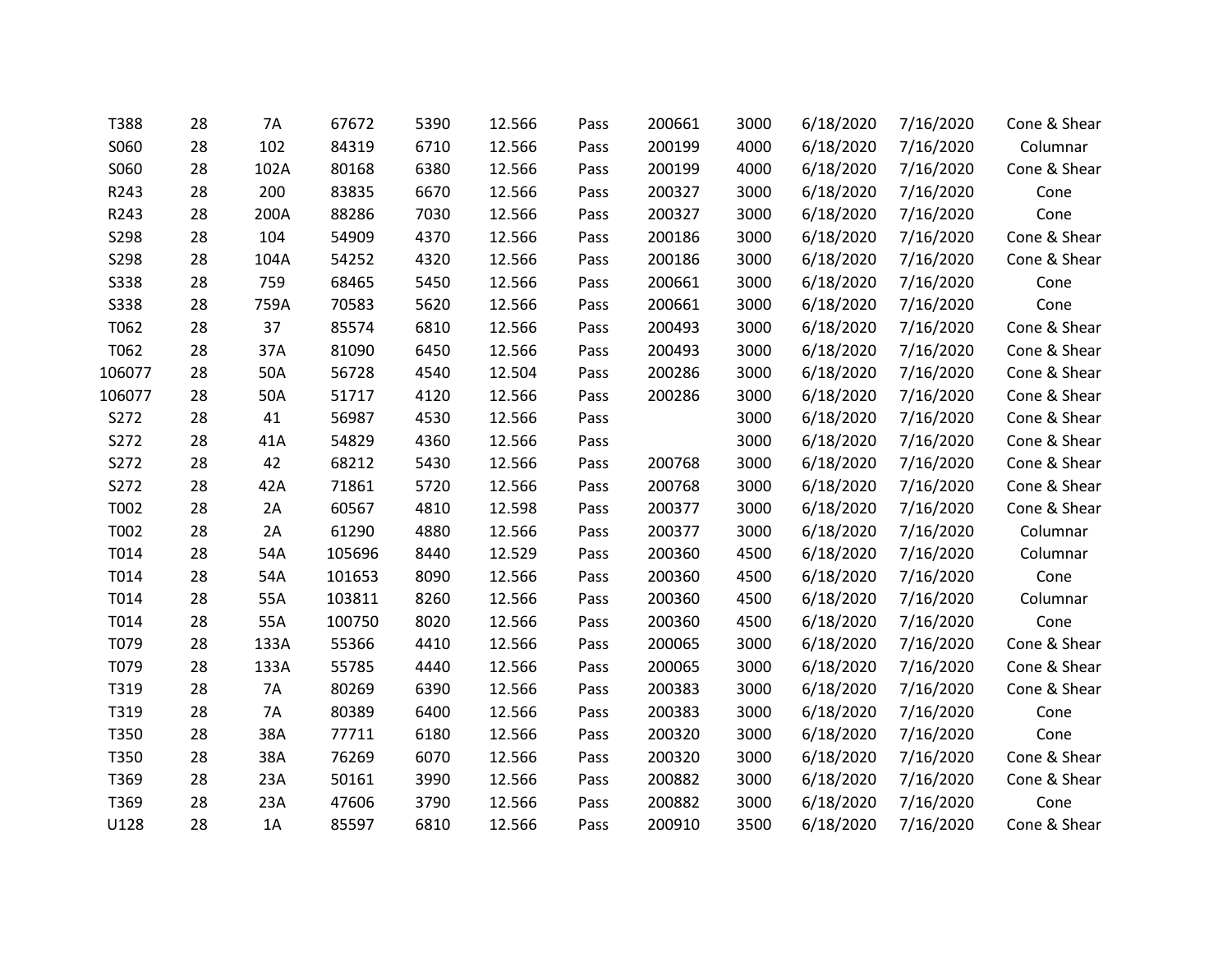| | | | | | | | | | | | |
|---|---|---|---|---|---|---|---|---|---|---|---|
| T388 | 28 | 7A | 67672 | 5390 | 12.566 | Pass | 200661 | 3000 | 6/18/2020 | 7/16/2020 | Cone & Shear |
| S060 | 28 | 102 | 84319 | 6710 | 12.566 | Pass | 200199 | 4000 | 6/18/2020 | 7/16/2020 | Columnar |
| S060 | 28 | 102A | 80168 | 6380 | 12.566 | Pass | 200199 | 4000 | 6/18/2020 | 7/16/2020 | Cone & Shear |
| R243 | 28 | 200 | 83835 | 6670 | 12.566 | Pass | 200327 | 3000 | 6/18/2020 | 7/16/2020 | Cone |
| R243 | 28 | 200A | 88286 | 7030 | 12.566 | Pass | 200327 | 3000 | 6/18/2020 | 7/16/2020 | Cone |
| S298 | 28 | 104 | 54909 | 4370 | 12.566 | Pass | 200186 | 3000 | 6/18/2020 | 7/16/2020 | Cone & Shear |
| S298 | 28 | 104A | 54252 | 4320 | 12.566 | Pass | 200186 | 3000 | 6/18/2020 | 7/16/2020 | Cone & Shear |
| S338 | 28 | 759 | 68465 | 5450 | 12.566 | Pass | 200661 | 3000 | 6/18/2020 | 7/16/2020 | Cone |
| S338 | 28 | 759A | 70583 | 5620 | 12.566 | Pass | 200661 | 3000 | 6/18/2020 | 7/16/2020 | Cone |
| T062 | 28 | 37 | 85574 | 6810 | 12.566 | Pass | 200493 | 3000 | 6/18/2020 | 7/16/2020 | Cone & Shear |
| T062 | 28 | 37A | 81090 | 6450 | 12.566 | Pass | 200493 | 3000 | 6/18/2020 | 7/16/2020 | Cone & Shear |
| 106077 | 28 | 50A | 56728 | 4540 | 12.504 | Pass | 200286 | 3000 | 6/18/2020 | 7/16/2020 | Cone & Shear |
| 106077 | 28 | 50A | 51717 | 4120 | 12.566 | Pass | 200286 | 3000 | 6/18/2020 | 7/16/2020 | Cone & Shear |
| S272 | 28 | 41 | 56987 | 4530 | 12.566 | Pass | | 3000 | 6/18/2020 | 7/16/2020 | Cone & Shear |
| S272 | 28 | 41A | 54829 | 4360 | 12.566 | Pass | | 3000 | 6/18/2020 | 7/16/2020 | Cone & Shear |
| S272 | 28 | 42 | 68212 | 5430 | 12.566 | Pass | 200768 | 3000 | 6/18/2020 | 7/16/2020 | Cone & Shear |
| S272 | 28 | 42A | 71861 | 5720 | 12.566 | Pass | 200768 | 3000 | 6/18/2020 | 7/16/2020 | Cone & Shear |
| T002 | 28 | 2A | 60567 | 4810 | 12.598 | Pass | 200377 | 3000 | 6/18/2020 | 7/16/2020 | Cone & Shear |
| T002 | 28 | 2A | 61290 | 4880 | 12.566 | Pass | 200377 | 3000 | 6/18/2020 | 7/16/2020 | Columnar |
| T014 | 28 | 54A | 105696 | 8440 | 12.529 | Pass | 200360 | 4500 | 6/18/2020 | 7/16/2020 | Columnar |
| T014 | 28 | 54A | 101653 | 8090 | 12.566 | Pass | 200360 | 4500 | 6/18/2020 | 7/16/2020 | Cone |
| T014 | 28 | 55A | 103811 | 8260 | 12.566 | Pass | 200360 | 4500 | 6/18/2020 | 7/16/2020 | Columnar |
| T014 | 28 | 55A | 100750 | 8020 | 12.566 | Pass | 200360 | 4500 | 6/18/2020 | 7/16/2020 | Cone |
| T079 | 28 | 133A | 55366 | 4410 | 12.566 | Pass | 200065 | 3000 | 6/18/2020 | 7/16/2020 | Cone & Shear |
| T079 | 28 | 133A | 55785 | 4440 | 12.566 | Pass | 200065 | 3000 | 6/18/2020 | 7/16/2020 | Cone & Shear |
| T319 | 28 | 7A | 80269 | 6390 | 12.566 | Pass | 200383 | 3000 | 6/18/2020 | 7/16/2020 | Cone & Shear |
| T319 | 28 | 7A | 80389 | 6400 | 12.566 | Pass | 200383 | 3000 | 6/18/2020 | 7/16/2020 | Cone |
| T350 | 28 | 38A | 77711 | 6180 | 12.566 | Pass | 200320 | 3000 | 6/18/2020 | 7/16/2020 | Cone |
| T350 | 28 | 38A | 76269 | 6070 | 12.566 | Pass | 200320 | 3000 | 6/18/2020 | 7/16/2020 | Cone & Shear |
| T369 | 28 | 23A | 50161 | 3990 | 12.566 | Pass | 200882 | 3000 | 6/18/2020 | 7/16/2020 | Cone & Shear |
| T369 | 28 | 23A | 47606 | 3790 | 12.566 | Pass | 200882 | 3000 | 6/18/2020 | 7/16/2020 | Cone |
| U128 | 28 | 1A | 85597 | 6810 | 12.566 | Pass | 200910 | 3500 | 6/18/2020 | 7/16/2020 | Cone & Shear |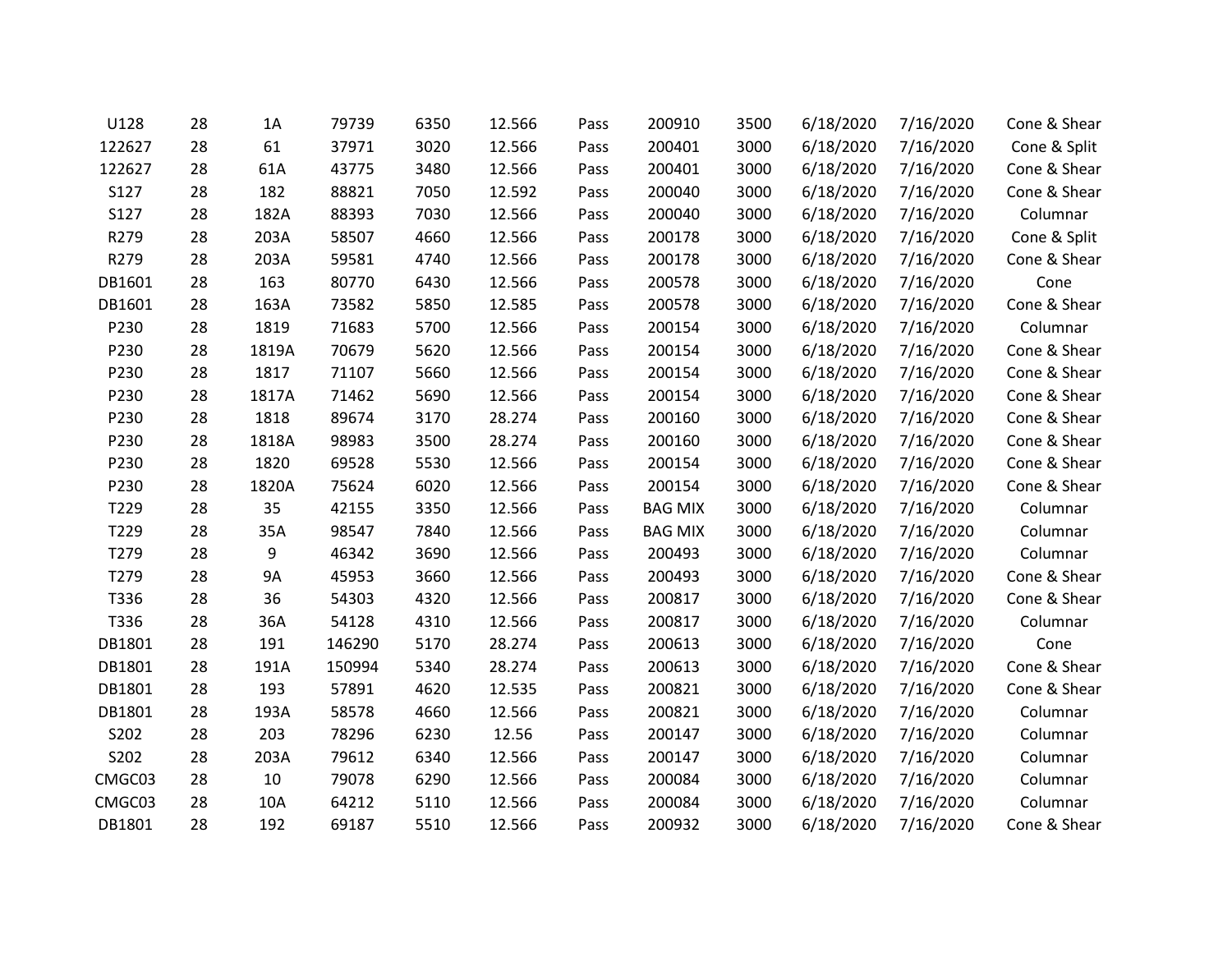| | | | | | | | | | | | |
|---|---|---|---|---|---|---|---|---|---|---|---|
| U128 | 28 | 1A | 79739 | 6350 | 12.566 | Pass | 200910 | 3500 | 6/18/2020 | 7/16/2020 | Cone & Shear |
| 122627 | 28 | 61 | 37971 | 3020 | 12.566 | Pass | 200401 | 3000 | 6/18/2020 | 7/16/2020 | Cone & Split |
| 122627 | 28 | 61A | 43775 | 3480 | 12.566 | Pass | 200401 | 3000 | 6/18/2020 | 7/16/2020 | Cone & Shear |
| S127 | 28 | 182 | 88821 | 7050 | 12.592 | Pass | 200040 | 3000 | 6/18/2020 | 7/16/2020 | Cone & Shear |
| S127 | 28 | 182A | 88393 | 7030 | 12.566 | Pass | 200040 | 3000 | 6/18/2020 | 7/16/2020 | Columnar |
| R279 | 28 | 203A | 58507 | 4660 | 12.566 | Pass | 200178 | 3000 | 6/18/2020 | 7/16/2020 | Cone & Split |
| R279 | 28 | 203A | 59581 | 4740 | 12.566 | Pass | 200178 | 3000 | 6/18/2020 | 7/16/2020 | Cone & Shear |
| DB1601 | 28 | 163 | 80770 | 6430 | 12.566 | Pass | 200578 | 3000 | 6/18/2020 | 7/16/2020 | Cone |
| DB1601 | 28 | 163A | 73582 | 5850 | 12.585 | Pass | 200578 | 3000 | 6/18/2020 | 7/16/2020 | Cone & Shear |
| P230 | 28 | 1819 | 71683 | 5700 | 12.566 | Pass | 200154 | 3000 | 6/18/2020 | 7/16/2020 | Columnar |
| P230 | 28 | 1819A | 70679 | 5620 | 12.566 | Pass | 200154 | 3000 | 6/18/2020 | 7/16/2020 | Cone & Shear |
| P230 | 28 | 1817 | 71107 | 5660 | 12.566 | Pass | 200154 | 3000 | 6/18/2020 | 7/16/2020 | Cone & Shear |
| P230 | 28 | 1817A | 71462 | 5690 | 12.566 | Pass | 200154 | 3000 | 6/18/2020 | 7/16/2020 | Cone & Shear |
| P230 | 28 | 1818 | 89674 | 3170 | 28.274 | Pass | 200160 | 3000 | 6/18/2020 | 7/16/2020 | Cone & Shear |
| P230 | 28 | 1818A | 98983 | 3500 | 28.274 | Pass | 200160 | 3000 | 6/18/2020 | 7/16/2020 | Cone & Shear |
| P230 | 28 | 1820 | 69528 | 5530 | 12.566 | Pass | 200154 | 3000 | 6/18/2020 | 7/16/2020 | Cone & Shear |
| P230 | 28 | 1820A | 75624 | 6020 | 12.566 | Pass | 200154 | 3000 | 6/18/2020 | 7/16/2020 | Cone & Shear |
| T229 | 28 | 35 | 42155 | 3350 | 12.566 | Pass | BAG MIX | 3000 | 6/18/2020 | 7/16/2020 | Columnar |
| T229 | 28 | 35A | 98547 | 7840 | 12.566 | Pass | BAG MIX | 3000 | 6/18/2020 | 7/16/2020 | Columnar |
| T279 | 28 | 9 | 46342 | 3690 | 12.566 | Pass | 200493 | 3000 | 6/18/2020 | 7/16/2020 | Columnar |
| T279 | 28 | 9A | 45953 | 3660 | 12.566 | Pass | 200493 | 3000 | 6/18/2020 | 7/16/2020 | Cone & Shear |
| T336 | 28 | 36 | 54303 | 4320 | 12.566 | Pass | 200817 | 3000 | 6/18/2020 | 7/16/2020 | Cone & Shear |
| T336 | 28 | 36A | 54128 | 4310 | 12.566 | Pass | 200817 | 3000 | 6/18/2020 | 7/16/2020 | Columnar |
| DB1801 | 28 | 191 | 146290 | 5170 | 28.274 | Pass | 200613 | 3000 | 6/18/2020 | 7/16/2020 | Cone |
| DB1801 | 28 | 191A | 150994 | 5340 | 28.274 | Pass | 200613 | 3000 | 6/18/2020 | 7/16/2020 | Cone & Shear |
| DB1801 | 28 | 193 | 57891 | 4620 | 12.535 | Pass | 200821 | 3000 | 6/18/2020 | 7/16/2020 | Cone & Shear |
| DB1801 | 28 | 193A | 58578 | 4660 | 12.566 | Pass | 200821 | 3000 | 6/18/2020 | 7/16/2020 | Columnar |
| S202 | 28 | 203 | 78296 | 6230 | 12.56 | Pass | 200147 | 3000 | 6/18/2020 | 7/16/2020 | Columnar |
| S202 | 28 | 203A | 79612 | 6340 | 12.566 | Pass | 200147 | 3000 | 6/18/2020 | 7/16/2020 | Columnar |
| CMGC03 | 28 | 10 | 79078 | 6290 | 12.566 | Pass | 200084 | 3000 | 6/18/2020 | 7/16/2020 | Columnar |
| CMGC03 | 28 | 10A | 64212 | 5110 | 12.566 | Pass | 200084 | 3000 | 6/18/2020 | 7/16/2020 | Columnar |
| DB1801 | 28 | 192 | 69187 | 5510 | 12.566 | Pass | 200932 | 3000 | 6/18/2020 | 7/16/2020 | Cone & Shear |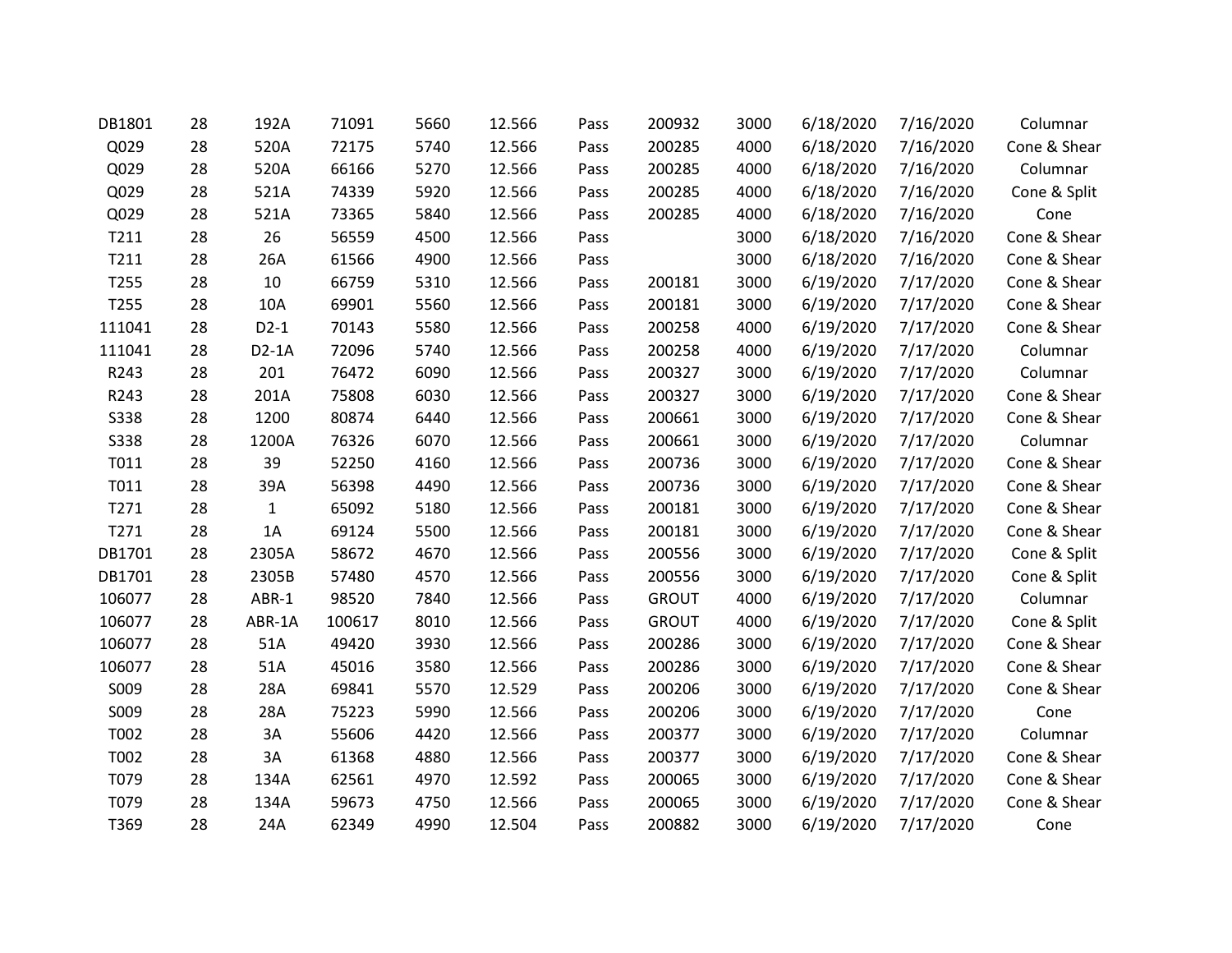| | | | | | | | | | | | |
|---|---|---|---|---|---|---|---|---|---|---|---|
| DB1801 | 28 | 192A | 71091 | 5660 | 12.566 | Pass | 200932 | 3000 | 6/18/2020 | 7/16/2020 | Columnar |
| Q029 | 28 | 520A | 72175 | 5740 | 12.566 | Pass | 200285 | 4000 | 6/18/2020 | 7/16/2020 | Cone & Shear |
| Q029 | 28 | 520A | 66166 | 5270 | 12.566 | Pass | 200285 | 4000 | 6/18/2020 | 7/16/2020 | Columnar |
| Q029 | 28 | 521A | 74339 | 5920 | 12.566 | Pass | 200285 | 4000 | 6/18/2020 | 7/16/2020 | Cone & Split |
| Q029 | 28 | 521A | 73365 | 5840 | 12.566 | Pass | 200285 | 4000 | 6/18/2020 | 7/16/2020 | Cone |
| T211 | 28 | 26 | 56559 | 4500 | 12.566 | Pass | | 3000 | 6/18/2020 | 7/16/2020 | Cone & Shear |
| T211 | 28 | 26A | 61566 | 4900 | 12.566 | Pass | | 3000 | 6/18/2020 | 7/16/2020 | Cone & Shear |
| T255 | 28 | 10 | 66759 | 5310 | 12.566 | Pass | 200181 | 3000 | 6/19/2020 | 7/17/2020 | Cone & Shear |
| T255 | 28 | 10A | 69901 | 5560 | 12.566 | Pass | 200181 | 3000 | 6/19/2020 | 7/17/2020 | Cone & Shear |
| 111041 | 28 | D2-1 | 70143 | 5580 | 12.566 | Pass | 200258 | 4000 | 6/19/2020 | 7/17/2020 | Cone & Shear |
| 111041 | 28 | D2-1A | 72096 | 5740 | 12.566 | Pass | 200258 | 4000 | 6/19/2020 | 7/17/2020 | Columnar |
| R243 | 28 | 201 | 76472 | 6090 | 12.566 | Pass | 200327 | 3000 | 6/19/2020 | 7/17/2020 | Columnar |
| R243 | 28 | 201A | 75808 | 6030 | 12.566 | Pass | 200327 | 3000 | 6/19/2020 | 7/17/2020 | Cone & Shear |
| S338 | 28 | 1200 | 80874 | 6440 | 12.566 | Pass | 200661 | 3000 | 6/19/2020 | 7/17/2020 | Cone & Shear |
| S338 | 28 | 1200A | 76326 | 6070 | 12.566 | Pass | 200661 | 3000 | 6/19/2020 | 7/17/2020 | Columnar |
| T011 | 28 | 39 | 52250 | 4160 | 12.566 | Pass | 200736 | 3000 | 6/19/2020 | 7/17/2020 | Cone & Shear |
| T011 | 28 | 39A | 56398 | 4490 | 12.566 | Pass | 200736 | 3000 | 6/19/2020 | 7/17/2020 | Cone & Shear |
| T271 | 28 | 1 | 65092 | 5180 | 12.566 | Pass | 200181 | 3000 | 6/19/2020 | 7/17/2020 | Cone & Shear |
| T271 | 28 | 1A | 69124 | 5500 | 12.566 | Pass | 200181 | 3000 | 6/19/2020 | 7/17/2020 | Cone & Shear |
| DB1701 | 28 | 2305A | 58672 | 4670 | 12.566 | Pass | 200556 | 3000 | 6/19/2020 | 7/17/2020 | Cone & Split |
| DB1701 | 28 | 2305B | 57480 | 4570 | 12.566 | Pass | 200556 | 3000 | 6/19/2020 | 7/17/2020 | Cone & Split |
| 106077 | 28 | ABR-1 | 98520 | 7840 | 12.566 | Pass | GROUT | 4000 | 6/19/2020 | 7/17/2020 | Columnar |
| 106077 | 28 | ABR-1A | 100617 | 8010 | 12.566 | Pass | GROUT | 4000 | 6/19/2020 | 7/17/2020 | Cone & Split |
| 106077 | 28 | 51A | 49420 | 3930 | 12.566 | Pass | 200286 | 3000 | 6/19/2020 | 7/17/2020 | Cone & Shear |
| 106077 | 28 | 51A | 45016 | 3580 | 12.566 | Pass | 200286 | 3000 | 6/19/2020 | 7/17/2020 | Cone & Shear |
| S009 | 28 | 28A | 69841 | 5570 | 12.529 | Pass | 200206 | 3000 | 6/19/2020 | 7/17/2020 | Cone & Shear |
| S009 | 28 | 28A | 75223 | 5990 | 12.566 | Pass | 200206 | 3000 | 6/19/2020 | 7/17/2020 | Cone |
| T002 | 28 | 3A | 55606 | 4420 | 12.566 | Pass | 200377 | 3000 | 6/19/2020 | 7/17/2020 | Columnar |
| T002 | 28 | 3A | 61368 | 4880 | 12.566 | Pass | 200377 | 3000 | 6/19/2020 | 7/17/2020 | Cone & Shear |
| T079 | 28 | 134A | 62561 | 4970 | 12.592 | Pass | 200065 | 3000 | 6/19/2020 | 7/17/2020 | Cone & Shear |
| T079 | 28 | 134A | 59673 | 4750 | 12.566 | Pass | 200065 | 3000 | 6/19/2020 | 7/17/2020 | Cone & Shear |
| T369 | 28 | 24A | 62349 | 4990 | 12.504 | Pass | 200882 | 3000 | 6/19/2020 | 7/17/2020 | Cone |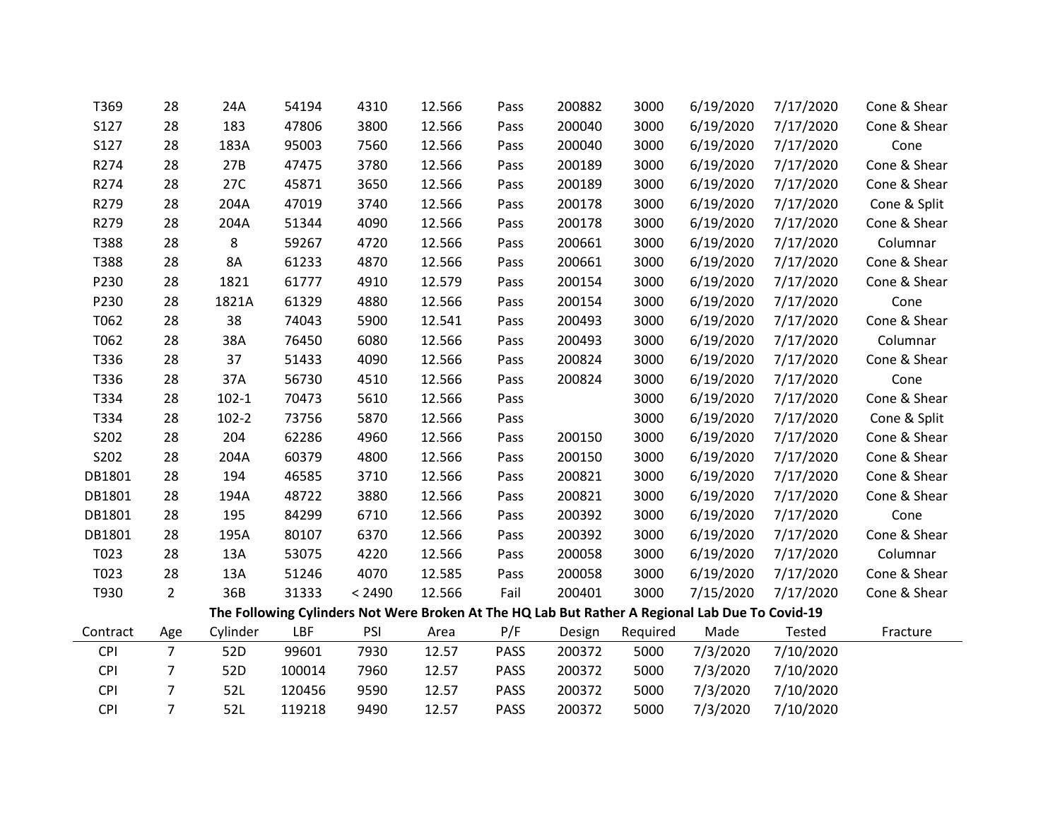| | | | | | | | | | | | |
|---|---|---|---|---|---|---|---|---|---|---|---|
| T369 | 28 | 24A | 54194 | 4310 | 12.566 | Pass | 200882 | 3000 | 6/19/2020 | 7/17/2020 | Cone & Shear |
| S127 | 28 | 183 | 47806 | 3800 | 12.566 | Pass | 200040 | 3000 | 6/19/2020 | 7/17/2020 | Cone & Shear |
| S127 | 28 | 183A | 95003 | 7560 | 12.566 | Pass | 200040 | 3000 | 6/19/2020 | 7/17/2020 | Cone |
| R274 | 28 | 27B | 47475 | 3780 | 12.566 | Pass | 200189 | 3000 | 6/19/2020 | 7/17/2020 | Cone & Shear |
| R274 | 28 | 27C | 45871 | 3650 | 12.566 | Pass | 200189 | 3000 | 6/19/2020 | 7/17/2020 | Cone & Shear |
| R279 | 28 | 204A | 47019 | 3740 | 12.566 | Pass | 200178 | 3000 | 6/19/2020 | 7/17/2020 | Cone & Split |
| R279 | 28 | 204A | 51344 | 4090 | 12.566 | Pass | 200178 | 3000 | 6/19/2020 | 7/17/2020 | Cone & Shear |
| T388 | 28 | 8 | 59267 | 4720 | 12.566 | Pass | 200661 | 3000 | 6/19/2020 | 7/17/2020 | Columnar |
| T388 | 28 | 8A | 61233 | 4870 | 12.566 | Pass | 200661 | 3000 | 6/19/2020 | 7/17/2020 | Cone & Shear |
| P230 | 28 | 1821 | 61777 | 4910 | 12.579 | Pass | 200154 | 3000 | 6/19/2020 | 7/17/2020 | Cone & Shear |
| P230 | 28 | 1821A | 61329 | 4880 | 12.566 | Pass | 200154 | 3000 | 6/19/2020 | 7/17/2020 | Cone |
| T062 | 28 | 38 | 74043 | 5900 | 12.541 | Pass | 200493 | 3000 | 6/19/2020 | 7/17/2020 | Cone & Shear |
| T062 | 28 | 38A | 76450 | 6080 | 12.566 | Pass | 200493 | 3000 | 6/19/2020 | 7/17/2020 | Columnar |
| T336 | 28 | 37 | 51433 | 4090 | 12.566 | Pass | 200824 | 3000 | 6/19/2020 | 7/17/2020 | Cone & Shear |
| T336 | 28 | 37A | 56730 | 4510 | 12.566 | Pass | 200824 | 3000 | 6/19/2020 | 7/17/2020 | Cone |
| T334 | 28 | 102-1 | 70473 | 5610 | 12.566 | Pass | | 3000 | 6/19/2020 | 7/17/2020 | Cone & Shear |
| T334 | 28 | 102-2 | 73756 | 5870 | 12.566 | Pass | | 3000 | 6/19/2020 | 7/17/2020 | Cone & Split |
| S202 | 28 | 204 | 62286 | 4960 | 12.566 | Pass | 200150 | 3000 | 6/19/2020 | 7/17/2020 | Cone & Shear |
| S202 | 28 | 204A | 60379 | 4800 | 12.566 | Pass | 200150 | 3000 | 6/19/2020 | 7/17/2020 | Cone & Shear |
| DB1801 | 28 | 194 | 46585 | 3710 | 12.566 | Pass | 200821 | 3000 | 6/19/2020 | 7/17/2020 | Cone & Shear |
| DB1801 | 28 | 194A | 48722 | 3880 | 12.566 | Pass | 200821 | 3000 | 6/19/2020 | 7/17/2020 | Cone & Shear |
| DB1801 | 28 | 195 | 84299 | 6710 | 12.566 | Pass | 200392 | 3000 | 6/19/2020 | 7/17/2020 | Cone |
| DB1801 | 28 | 195A | 80107 | 6370 | 12.566 | Pass | 200392 | 3000 | 6/19/2020 | 7/17/2020 | Cone & Shear |
| T023 | 28 | 13A | 53075 | 4220 | 12.566 | Pass | 200058 | 3000 | 6/19/2020 | 7/17/2020 | Columnar |
| T023 | 28 | 13A | 51246 | 4070 | 12.585 | Pass | 200058 | 3000 | 6/19/2020 | 7/17/2020 | Cone & Shear |
| T930 | 2 | 36B | 31333 | < 2490 | 12.566 | Fail | 200401 | 3000 | 7/15/2020 | 7/17/2020 | Cone & Shear |

**The Following Cylinders Not Were Broken At The HQ Lab But Rather A Regional Lab Due To Covid-19**

| Contract | Age | Cylinder | LBF | PSI | Area | P/F | Design | Required | Made | Tested | Fracture |
|---|---|---|---|---|---|---|---|---|---|---|---|
| CPI | 7 | 52D | 99601 | 7930 | 12.57 | PASS | 200372 | 5000 | 7/3/2020 | 7/10/2020 | |
| CPI | 7 | 52D | 100014 | 7960 | 12.57 | PASS | 200372 | 5000 | 7/3/2020 | 7/10/2020 | |
| CPI | 7 | 52L | 120456 | 9590 | 12.57 | PASS | 200372 | 5000 | 7/3/2020 | 7/10/2020 | |
| CPI | 7 | 52L | 119218 | 9490 | 12.57 | PASS | 200372 | 5000 | 7/3/2020 | 7/10/2020 | |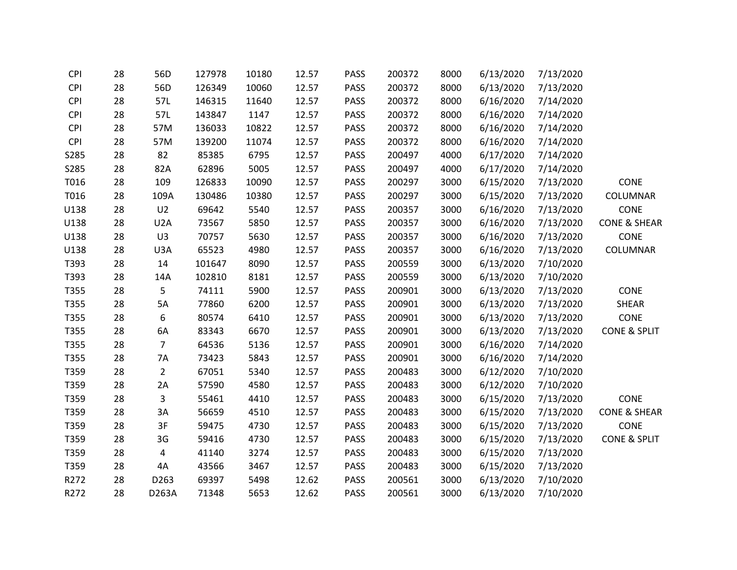| | | | | | | | | | | | |
|---|---|---|---|---|---|---|---|---|---|---|---|
| CPI | 28 | 56D | 127978 | 10180 | 12.57 | PASS | 200372 | 8000 | 6/13/2020 | 7/13/2020 | |
| CPI | 28 | 56D | 126349 | 10060 | 12.57 | PASS | 200372 | 8000 | 6/13/2020 | 7/13/2020 | |
| CPI | 28 | 57L | 146315 | 11640 | 12.57 | PASS | 200372 | 8000 | 6/16/2020 | 7/14/2020 | |
| CPI | 28 | 57L | 143847 | 1147 | 12.57 | PASS | 200372 | 8000 | 6/16/2020 | 7/14/2020 | |
| CPI | 28 | 57M | 136033 | 10822 | 12.57 | PASS | 200372 | 8000 | 6/16/2020 | 7/14/2020 | |
| CPI | 28 | 57M | 139200 | 11074 | 12.57 | PASS | 200372 | 8000 | 6/16/2020 | 7/14/2020 | |
| S285 | 28 | 82 | 85385 | 6795 | 12.57 | PASS | 200497 | 4000 | 6/17/2020 | 7/14/2020 | |
| S285 | 28 | 82A | 62896 | 5005 | 12.57 | PASS | 200497 | 4000 | 6/17/2020 | 7/14/2020 | |
| T016 | 28 | 109 | 126833 | 10090 | 12.57 | PASS | 200297 | 3000 | 6/15/2020 | 7/13/2020 | CONE |
| T016 | 28 | 109A | 130486 | 10380 | 12.57 | PASS | 200297 | 3000 | 6/15/2020 | 7/13/2020 | COLUMNAR |
| U138 | 28 | U2 | 69642 | 5540 | 12.57 | PASS | 200357 | 3000 | 6/16/2020 | 7/13/2020 | CONE |
| U138 | 28 | U2A | 73567 | 5850 | 12.57 | PASS | 200357 | 3000 | 6/16/2020 | 7/13/2020 | CONE & SHEAR |
| U138 | 28 | U3 | 70757 | 5630 | 12.57 | PASS | 200357 | 3000 | 6/16/2020 | 7/13/2020 | CONE |
| U138 | 28 | U3A | 65523 | 4980 | 12.57 | PASS | 200357 | 3000 | 6/16/2020 | 7/13/2020 | COLUMNAR |
| T393 | 28 | 14 | 101647 | 8090 | 12.57 | PASS | 200559 | 3000 | 6/13/2020 | 7/10/2020 | |
| T393 | 28 | 14A | 102810 | 8181 | 12.57 | PASS | 200559 | 3000 | 6/13/2020 | 7/10/2020 | |
| T355 | 28 | 5 | 74111 | 5900 | 12.57 | PASS | 200901 | 3000 | 6/13/2020 | 7/13/2020 | CONE |
| T355 | 28 | 5A | 77860 | 6200 | 12.57 | PASS | 200901 | 3000 | 6/13/2020 | 7/13/2020 | SHEAR |
| T355 | 28 | 6 | 80574 | 6410 | 12.57 | PASS | 200901 | 3000 | 6/13/2020 | 7/13/2020 | CONE |
| T355 | 28 | 6A | 83343 | 6670 | 12.57 | PASS | 200901 | 3000 | 6/13/2020 | 7/13/2020 | CONE & SPLIT |
| T355 | 28 | 7 | 64536 | 5136 | 12.57 | PASS | 200901 | 3000 | 6/16/2020 | 7/14/2020 | |
| T355 | 28 | 7A | 73423 | 5843 | 12.57 | PASS | 200901 | 3000 | 6/16/2020 | 7/14/2020 | |
| T359 | 28 | 2 | 67051 | 5340 | 12.57 | PASS | 200483 | 3000 | 6/12/2020 | 7/10/2020 | |
| T359 | 28 | 2A | 57590 | 4580 | 12.57 | PASS | 200483 | 3000 | 6/12/2020 | 7/10/2020 | |
| T359 | 28 | 3 | 55461 | 4410 | 12.57 | PASS | 200483 | 3000 | 6/15/2020 | 7/13/2020 | CONE |
| T359 | 28 | 3A | 56659 | 4510 | 12.57 | PASS | 200483 | 3000 | 6/15/2020 | 7/13/2020 | CONE & SHEAR |
| T359 | 28 | 3F | 59475 | 4730 | 12.57 | PASS | 200483 | 3000 | 6/15/2020 | 7/13/2020 | CONE |
| T359 | 28 | 3G | 59416 | 4730 | 12.57 | PASS | 200483 | 3000 | 6/15/2020 | 7/13/2020 | CONE & SPLIT |
| T359 | 28 | 4 | 41140 | 3274 | 12.57 | PASS | 200483 | 3000 | 6/15/2020 | 7/13/2020 | |
| T359 | 28 | 4A | 43566 | 3467 | 12.57 | PASS | 200483 | 3000 | 6/15/2020 | 7/13/2020 | |
| R272 | 28 | D263 | 69397 | 5498 | 12.62 | PASS | 200561 | 3000 | 6/13/2020 | 7/10/2020 | |
| R272 | 28 | D263A | 71348 | 5653 | 12.62 | PASS | 200561 | 3000 | 6/13/2020 | 7/10/2020 | |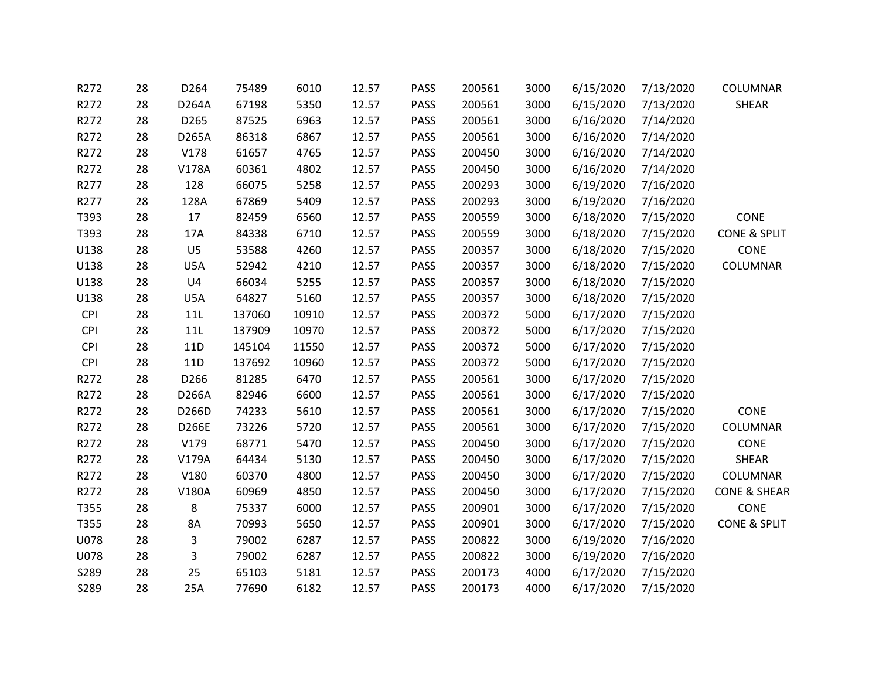| | | | | | | | | | | | |
|---|---|---|---|---|---|---|---|---|---|---|---|
| R272 | 28 | D264 | 75489 | 6010 | 12.57 | PASS | 200561 | 3000 | 6/15/2020 | 7/13/2020 | COLUMNAR |
| R272 | 28 | D264A | 67198 | 5350 | 12.57 | PASS | 200561 | 3000 | 6/15/2020 | 7/13/2020 | SHEAR |
| R272 | 28 | D265 | 87525 | 6963 | 12.57 | PASS | 200561 | 3000 | 6/16/2020 | 7/14/2020 | |
| R272 | 28 | D265A | 86318 | 6867 | 12.57 | PASS | 200561 | 3000 | 6/16/2020 | 7/14/2020 | |
| R272 | 28 | V178 | 61657 | 4765 | 12.57 | PASS | 200450 | 3000 | 6/16/2020 | 7/14/2020 | |
| R272 | 28 | V178A | 60361 | 4802 | 12.57 | PASS | 200450 | 3000 | 6/16/2020 | 7/14/2020 | |
| R277 | 28 | 128 | 66075 | 5258 | 12.57 | PASS | 200293 | 3000 | 6/19/2020 | 7/16/2020 | |
| R277 | 28 | 128A | 67869 | 5409 | 12.57 | PASS | 200293 | 3000 | 6/19/2020 | 7/16/2020 | |
| T393 | 28 | 17 | 82459 | 6560 | 12.57 | PASS | 200559 | 3000 | 6/18/2020 | 7/15/2020 | CONE |
| T393 | 28 | 17A | 84338 | 6710 | 12.57 | PASS | 200559 | 3000 | 6/18/2020 | 7/15/2020 | CONE & SPLIT |
| U138 | 28 | U5 | 53588 | 4260 | 12.57 | PASS | 200357 | 3000 | 6/18/2020 | 7/15/2020 | CONE |
| U138 | 28 | U5A | 52942 | 4210 | 12.57 | PASS | 200357 | 3000 | 6/18/2020 | 7/15/2020 | COLUMNAR |
| U138 | 28 | U4 | 66034 | 5255 | 12.57 | PASS | 200357 | 3000 | 6/18/2020 | 7/15/2020 | |
| U138 | 28 | U5A | 64827 | 5160 | 12.57 | PASS | 200357 | 3000 | 6/18/2020 | 7/15/2020 | |
| CPI | 28 | 11L | 137060 | 10910 | 12.57 | PASS | 200372 | 5000 | 6/17/2020 | 7/15/2020 | |
| CPI | 28 | 11L | 137909 | 10970 | 12.57 | PASS | 200372 | 5000 | 6/17/2020 | 7/15/2020 | |
| CPI | 28 | 11D | 145104 | 11550 | 12.57 | PASS | 200372 | 5000 | 6/17/2020 | 7/15/2020 | |
| CPI | 28 | 11D | 137692 | 10960 | 12.57 | PASS | 200372 | 5000 | 6/17/2020 | 7/15/2020 | |
| R272 | 28 | D266 | 81285 | 6470 | 12.57 | PASS | 200561 | 3000 | 6/17/2020 | 7/15/2020 | |
| R272 | 28 | D266A | 82946 | 6600 | 12.57 | PASS | 200561 | 3000 | 6/17/2020 | 7/15/2020 | |
| R272 | 28 | D266D | 74233 | 5610 | 12.57 | PASS | 200561 | 3000 | 6/17/2020 | 7/15/2020 | CONE |
| R272 | 28 | D266E | 73226 | 5720 | 12.57 | PASS | 200561 | 3000 | 6/17/2020 | 7/15/2020 | COLUMNAR |
| R272 | 28 | V179 | 68771 | 5470 | 12.57 | PASS | 200450 | 3000 | 6/17/2020 | 7/15/2020 | CONE |
| R272 | 28 | V179A | 64434 | 5130 | 12.57 | PASS | 200450 | 3000 | 6/17/2020 | 7/15/2020 | SHEAR |
| R272 | 28 | V180 | 60370 | 4800 | 12.57 | PASS | 200450 | 3000 | 6/17/2020 | 7/15/2020 | COLUMNAR |
| R272 | 28 | V180A | 60969 | 4850 | 12.57 | PASS | 200450 | 3000 | 6/17/2020 | 7/15/2020 | CONE & SHEAR |
| T355 | 28 | 8 | 75337 | 6000 | 12.57 | PASS | 200901 | 3000 | 6/17/2020 | 7/15/2020 | CONE |
| T355 | 28 | 8A | 70993 | 5650 | 12.57 | PASS | 200901 | 3000 | 6/17/2020 | 7/15/2020 | CONE & SPLIT |
| U078 | 28 | 3 | 79002 | 6287 | 12.57 | PASS | 200822 | 3000 | 6/19/2020 | 7/16/2020 | |
| U078 | 28 | 3 | 79002 | 6287 | 12.57 | PASS | 200822 | 3000 | 6/19/2020 | 7/16/2020 | |
| S289 | 28 | 25 | 65103 | 5181 | 12.57 | PASS | 200173 | 4000 | 6/17/2020 | 7/15/2020 | |
| S289 | 28 | 25A | 77690 | 6182 | 12.57 | PASS | 200173 | 4000 | 6/17/2020 | 7/15/2020 | |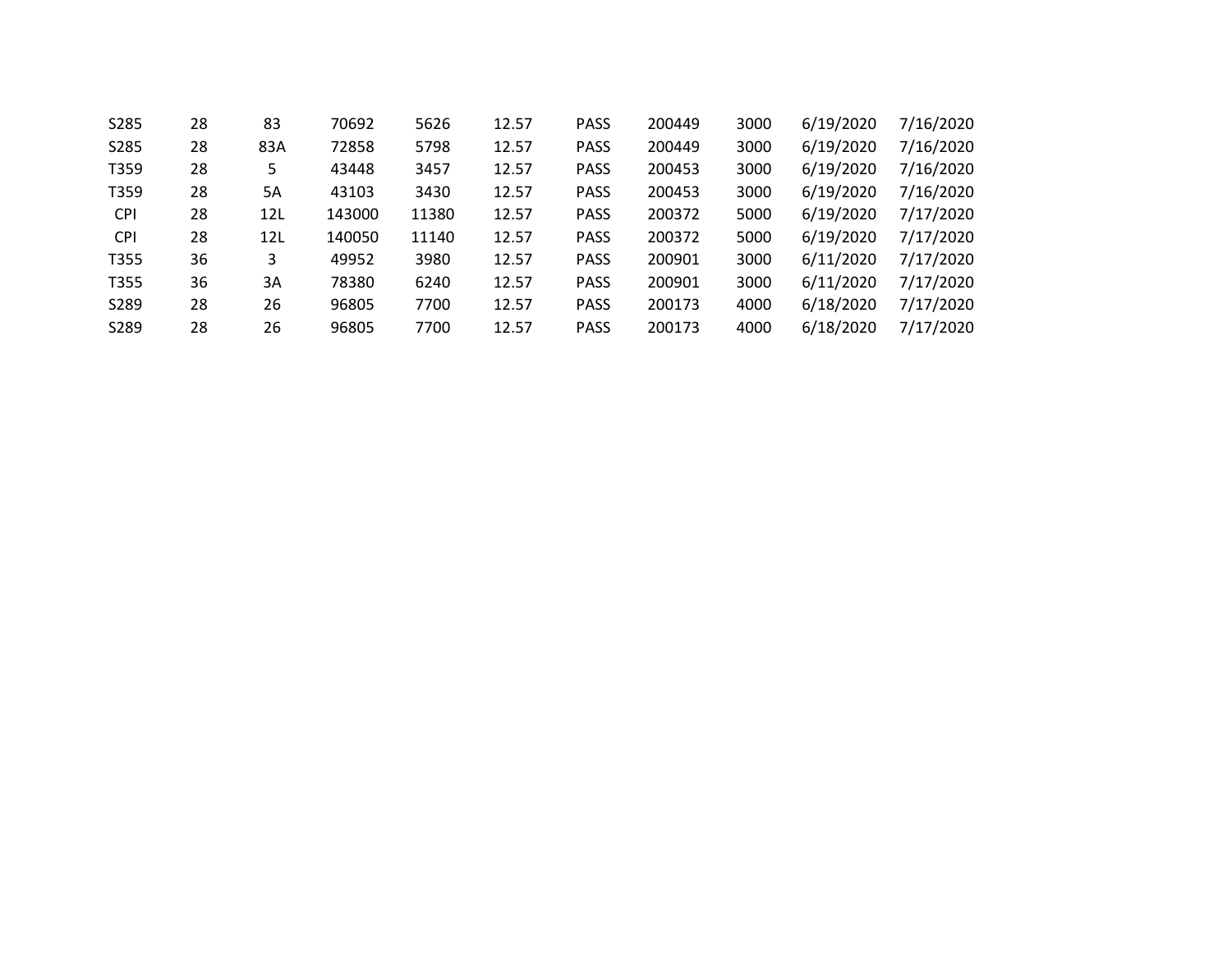| | | | | | | | | | | |
|---|---|---|---|---|---|---|---|---|---|---|
| S285 | 28 | 83 | 70692 | 5626 | 12.57 | PASS | 200449 | 3000 | 6/19/2020 | 7/16/2020 |
| S285 | 28 | 83A | 72858 | 5798 | 12.57 | PASS | 200449 | 3000 | 6/19/2020 | 7/16/2020 |
| T359 | 28 | 5 | 43448 | 3457 | 12.57 | PASS | 200453 | 3000 | 6/19/2020 | 7/16/2020 |
| T359 | 28 | 5A | 43103 | 3430 | 12.57 | PASS | 200453 | 3000 | 6/19/2020 | 7/16/2020 |
| CPI | 28 | 12L | 143000 | 11380 | 12.57 | PASS | 200372 | 5000 | 6/19/2020 | 7/17/2020 |
| CPI | 28 | 12L | 140050 | 11140 | 12.57 | PASS | 200372 | 5000 | 6/19/2020 | 7/17/2020 |
| T355 | 36 | 3 | 49952 | 3980 | 12.57 | PASS | 200901 | 3000 | 6/11/2020 | 7/17/2020 |
| T355 | 36 | 3A | 78380 | 6240 | 12.57 | PASS | 200901 | 3000 | 6/11/2020 | 7/17/2020 |
| S289 | 28 | 26 | 96805 | 7700 | 12.57 | PASS | 200173 | 4000 | 6/18/2020 | 7/17/2020 |
| S289 | 28 | 26 | 96805 | 7700 | 12.57 | PASS | 200173 | 4000 | 6/18/2020 | 7/17/2020 |